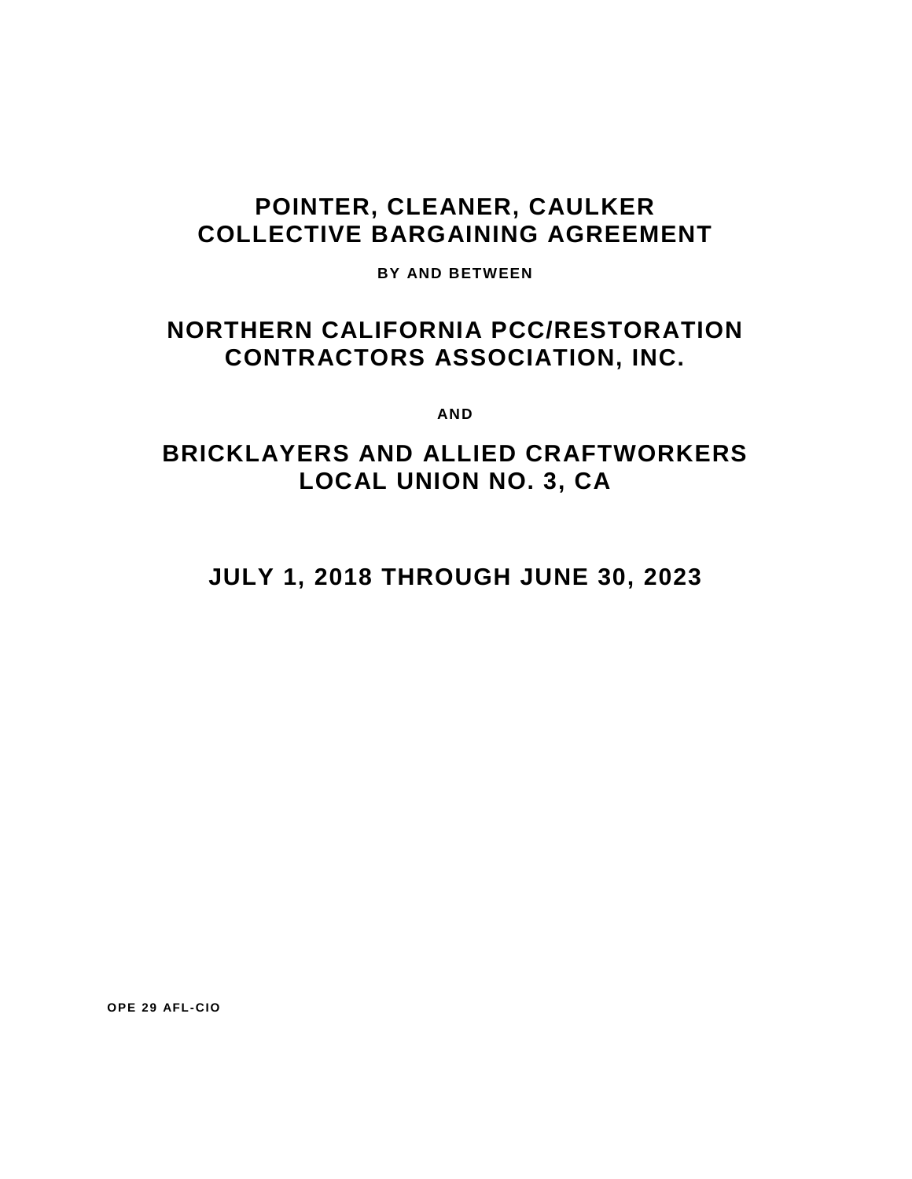# POINTER, CLEANER, CAULKER COLLECTIVE BARGAINING AGREEMENT

**BY AND BETWEEN**

## NORTHERN CALIFORNIA PCC/RESTORATION CONTRACTORS ASSOCIATION, INC.

**AND**

## BRICKLAYERS AND ALLIED CRAFTWORKERS LOCAL UNION NO. 3, CA

## JULY 1, 2018 THROUGH JUNE 30, 2023

**OPE 29 AFL-CIO**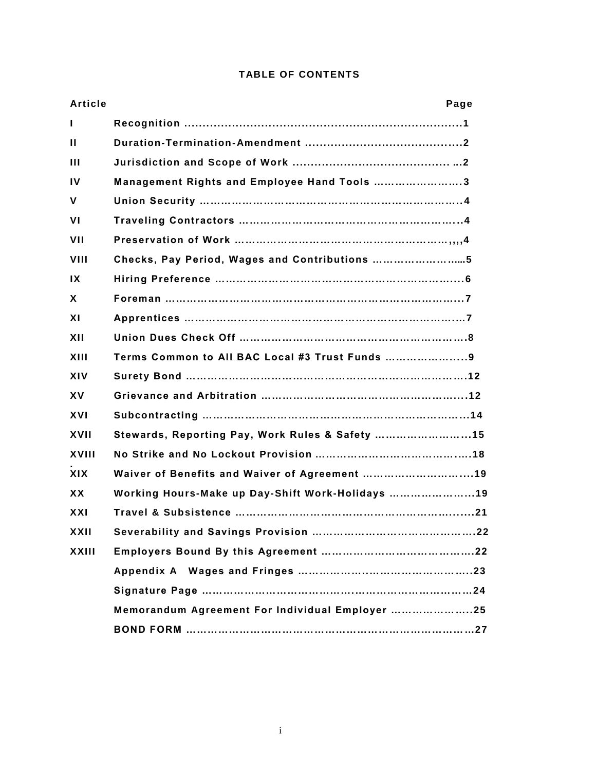# TABLE OF CONTENTS

| Article | | Page |
|---|---|---|
| I | Recognition | 1 |
| II | Duration-Termination-Amendment | 2 |
| III | Jurisdiction and Scope of Work | 2 |
| IV | Management Rights and Employee Hand Tools | 3 |
| V | Union Security | 4 |
| VI | Traveling Contractors | 4 |
| VII | Preservation of Work | 4 |
| VIII | Checks, Pay Period, Wages and Contributions | 5 |
| IX | Hiring Preference | 6 |
| X | Foreman | 7 |
| XI | Apprentices | 7 |
| XII | Union Dues Check Off | 8 |
| XIII | Terms Common to All BAC Local #3 Trust Funds | 9 |
| XIV | Surety Bond | 12 |
| XV | Grievance and Arbitration | 12 |
| XVI | Subcontracting | 14 |
| XVII | Stewards, Reporting Pay, Work Rules & Safety | 15 |
| XVIII | No Strike and No Lockout Provision | 18 |
| XIX | Waiver of Benefits and Waiver of Agreement | 19 |
| XX | Working Hours-Make up Day-Shift Work-Holidays | 19 |
| XXI | Travel & Subsistence | 21 |
| XXII | Severability and Savings Provision | 22 |
| XXIII | Employers Bound By this Agreement | 22 |
| | Appendix A Wages and Fringes | 23 |
| | Signature Page | 24 |
| | Memorandum Agreement For Individual Employer | 25 |
| | BOND FORM | 27 |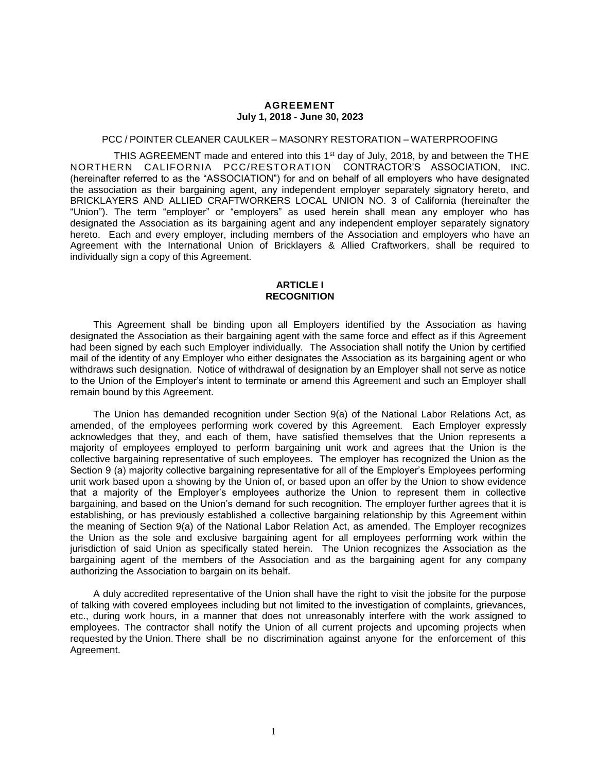**AGREEMENT**
**July 1, 2018 - June 30, 2023**

PCC / POINTER CLEANER CAULKER – MASONRY RESTORATION – WATERPROOFING

THIS AGREEMENT made and entered into this 1st day of July, 2018, by and between the THE NORTHERN CALIFORNIA PCC/RESTORATION CONTRACTOR'S ASSOCIATION, INC. (hereinafter referred to as the "ASSOCIATION") for and on behalf of all employers who have designated the association as their bargaining agent, any independent employer separately signatory hereto, and BRICKLAYERS AND ALLIED CRAFTWORKERS LOCAL UNION NO. 3 of California (hereinafter the "Union"). The term "employer" or "employers" as used herein shall mean any employer who has designated the Association as its bargaining agent and any independent employer separately signatory hereto. Each and every employer, including members of the Association and employers who have an Agreement with the International Union of Bricklayers & Allied Craftworkers, shall be required to individually sign a copy of this Agreement.

## ARTICLE I
## RECOGNITION

This Agreement shall be binding upon all Employers identified by the Association as having designated the Association as their bargaining agent with the same force and effect as if this Agreement had been signed by each such Employer individually. The Association shall notify the Union by certified mail of the identity of any Employer who either designates the Association as its bargaining agent or who withdraws such designation. Notice of withdrawal of designation by an Employer shall not serve as notice to the Union of the Employer's intent to terminate or amend this Agreement and such an Employer shall remain bound by this Agreement.

The Union has demanded recognition under Section 9(a) of the National Labor Relations Act, as amended, of the employees performing work covered by this Agreement. Each Employer expressly acknowledges that they, and each of them, have satisfied themselves that the Union represents a majority of employees employed to perform bargaining unit work and agrees that the Union is the collective bargaining representative of such employees. The employer has recognized the Union as the Section 9 (a) majority collective bargaining representative for all of the Employer's Employees performing unit work based upon a showing by the Union of, or based upon an offer by the Union to show evidence that a majority of the Employer's employees authorize the Union to represent them in collective bargaining, and based on the Union's demand for such recognition. The employer further agrees that it is establishing, or has previously established a collective bargaining relationship by this Agreement within the meaning of Section 9(a) of the National Labor Relation Act, as amended. The Employer recognizes the Union as the sole and exclusive bargaining agent for all employees performing work within the jurisdiction of said Union as specifically stated herein. The Union recognizes the Association as the bargaining agent of the members of the Association and as the bargaining agent for any company authorizing the Association to bargain on its behalf.

A duly accredited representative of the Union shall have the right to visit the jobsite for the purpose of talking with covered employees including but not limited to the investigation of complaints, grievances, etc., during work hours, in a manner that does not unreasonably interfere with the work assigned to employees. The contractor shall notify the Union of all current projects and upcoming projects when requested by the Union. There shall be no discrimination against anyone for the enforcement of this Agreement.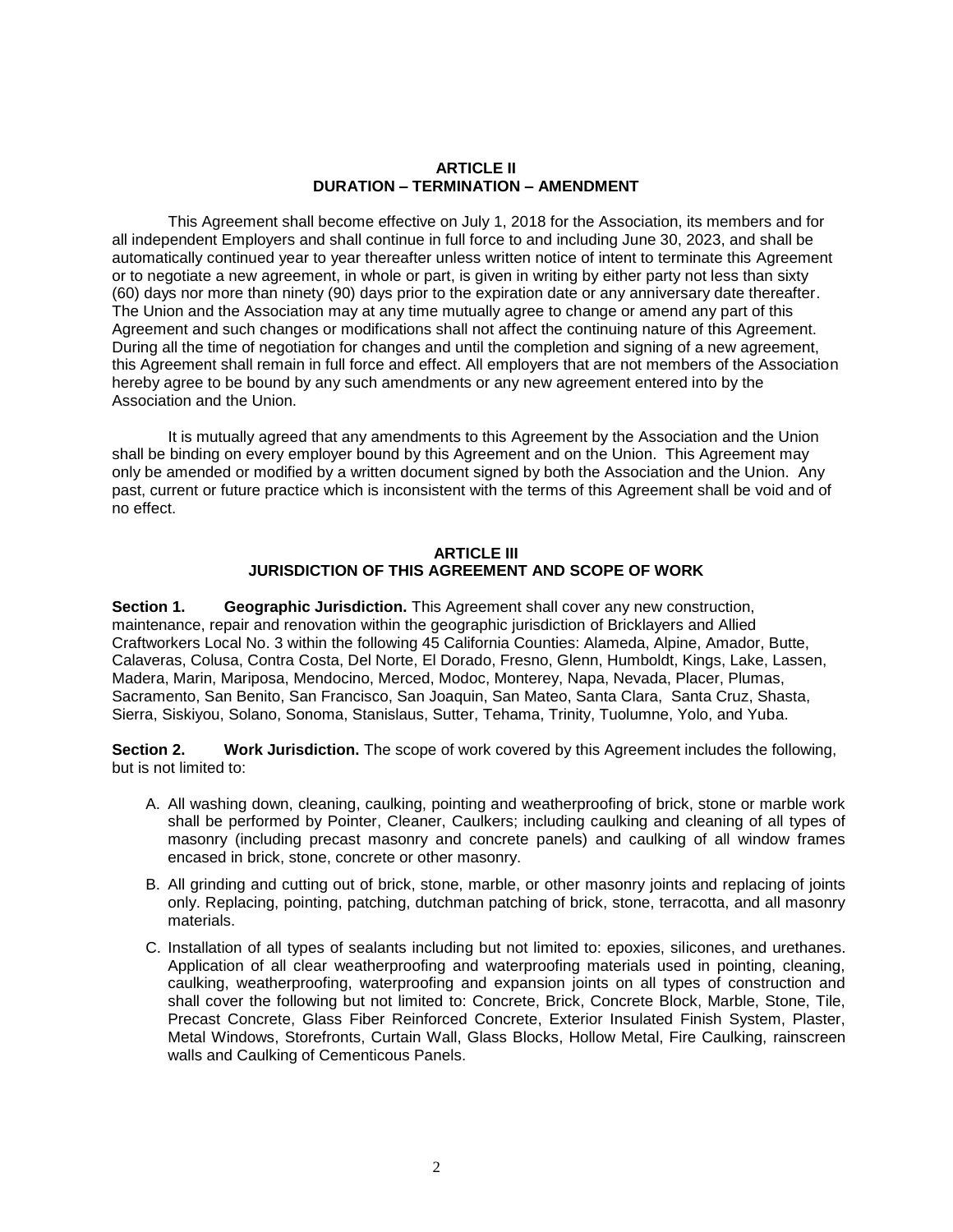## ARTICLE II
## DURATION – TERMINATION – AMENDMENT

This Agreement shall become effective on July 1, 2018 for the Association, its members and for all independent Employers and shall continue in full force to and including June 30, 2023, and shall be automatically continued year to year thereafter unless written notice of intent to terminate this Agreement or to negotiate a new agreement, in whole or part, is given in writing by either party not less than sixty (60) days nor more than ninety (90) days prior to the expiration date or any anniversary date thereafter. The Union and the Association may at any time mutually agree to change or amend any part of this Agreement and such changes or modifications shall not affect the continuing nature of this Agreement. During all the time of negotiation for changes and until the completion and signing of a new agreement, this Agreement shall remain in full force and effect. All employers that are not members of the Association hereby agree to be bound by any such amendments or any new agreement entered into by the Association and the Union.

It is mutually agreed that any amendments to this Agreement by the Association and the Union shall be binding on every employer bound by this Agreement and on the Union. This Agreement may only be amended or modified by a written document signed by both the Association and the Union. Any past, current or future practice which is inconsistent with the terms of this Agreement shall be void and of no effect.

## ARTICLE III
## JURISDICTION OF THIS AGREEMENT AND SCOPE OF WORK

**Section 1. Geographic Jurisdiction.** This Agreement shall cover any new construction, maintenance, repair and renovation within the geographic jurisdiction of Bricklayers and Allied Craftworkers Local No. 3 within the following 45 California Counties: Alameda, Alpine, Amador, Butte, Calaveras, Colusa, Contra Costa, Del Norte, El Dorado, Fresno, Glenn, Humboldt, Kings, Lake, Lassen, Madera, Marin, Mariposa, Mendocino, Merced, Modoc, Monterey, Napa, Nevada, Placer, Plumas, Sacramento, San Benito, San Francisco, San Joaquin, San Mateo, Santa Clara, Santa Cruz, Shasta, Sierra, Siskiyou, Solano, Sonoma, Stanislaus, Sutter, Tehama, Trinity, Tuolumne, Yolo, and Yuba.

**Section 2. Work Jurisdiction.** The scope of work covered by this Agreement includes the following, but is not limited to:

A. All washing down, cleaning, caulking, pointing and weatherproofing of brick, stone or marble work shall be performed by Pointer, Cleaner, Caulkers; including caulking and cleaning of all types of masonry (including precast masonry and concrete panels) and caulking of all window frames encased in brick, stone, concrete or other masonry.

B. All grinding and cutting out of brick, stone, marble, or other masonry joints and replacing of joints only. Replacing, pointing, patching, dutchman patching of brick, stone, terracotta, and all masonry materials.

C. Installation of all types of sealants including but not limited to: epoxies, silicones, and urethanes. Application of all clear weatherproofing and waterproofing materials used in pointing, cleaning, caulking, weatherproofing, waterproofing and expansion joints on all types of construction and shall cover the following but not limited to: Concrete, Brick, Concrete Block, Marble, Stone, Tile, Precast Concrete, Glass Fiber Reinforced Concrete, Exterior Insulated Finish System, Plaster, Metal Windows, Storefronts, Curtain Wall, Glass Blocks, Hollow Metal, Fire Caulking, rainscreen walls and Caulking of Cementicous Panels.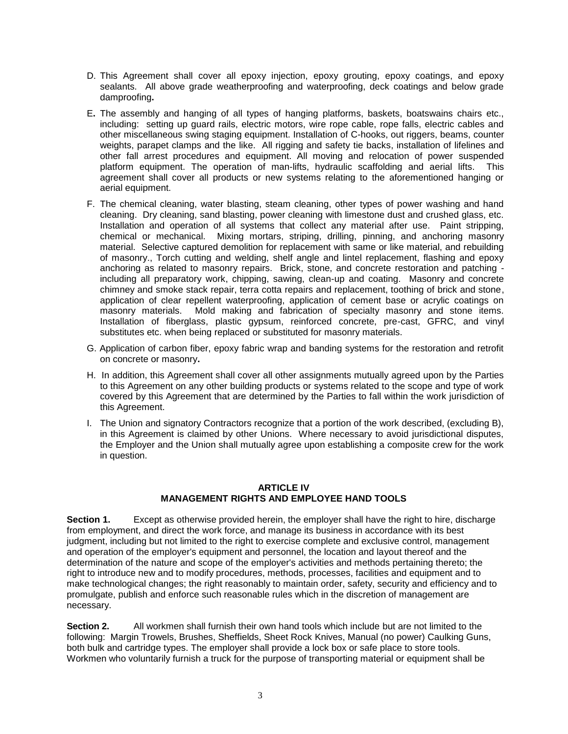D. This Agreement shall cover all epoxy injection, epoxy grouting, epoxy coatings, and epoxy sealants. All above grade weatherproofing and waterproofing, deck coatings and below grade dampproofing**.**

E**.** The assembly and hanging of all types of hanging platforms, baskets, boatswains chairs etc., including: setting up guard rails, electric motors, wire rope cable, rope falls, electric cables and other miscellaneous swing staging equipment. Installation of C-hooks, out riggers, beams, counter weights, parapet clamps and the like. All rigging and safety tie backs, installation of lifelines and other fall arrest procedures and equipment. All moving and relocation of power suspended platform equipment. The operation of man-lifts, hydraulic scaffolding and aerial lifts. This agreement shall cover all products or new systems relating to the aforementioned hanging or aerial equipment.

F. The chemical cleaning, water blasting, steam cleaning, other types of power washing and hand cleaning. Dry cleaning, sand blasting, power cleaning with limestone dust and crushed glass, etc. Installation and operation of all systems that collect any material after use. Paint stripping, chemical or mechanical. Mixing mortars, striping, drilling, pinning, and anchoring masonry material. Selective captured demolition for replacement with same or like material, and rebuilding of masonry., Torch cutting and welding, shelf angle and lintel replacement, flashing and epoxy anchoring as related to masonry repairs. Brick, stone, and concrete restoration and patching - including all preparatory work, chipping, sawing, clean-up and coating. Masonry and concrete chimney and smoke stack repair, terra cotta repairs and replacement, toothing of brick and stone, application of clear repellent waterproofing, application of cement base or acrylic coatings on masonry materials. Mold making and fabrication of specialty masonry and stone items. Installation of fiberglass, plastic gypsum, reinforced concrete, pre-cast, GFRC, and vinyl substitutes etc. when being replaced or substituted for masonry materials.

G. Application of carbon fiber, epoxy fabric wrap and banding systems for the restoration and retrofit on concrete or masonry**.**

H. In addition, this Agreement shall cover all other assignments mutually agreed upon by the Parties to this Agreement on any other building products or systems related to the scope and type of work covered by this Agreement that are determined by the Parties to fall within the work jurisdiction of this Agreement.

I. The Union and signatory Contractors recognize that a portion of the work described, (excluding B), in this Agreement is claimed by other Unions. Where necessary to avoid jurisdictional disputes, the Employer and the Union shall mutually agree upon establishing a composite crew for the work in question.

## ARTICLE IV
## MANAGEMENT RIGHTS AND EMPLOYEE HAND TOOLS

**Section 1.** Except as otherwise provided herein, the employer shall have the right to hire, discharge from employment, and direct the work force, and manage its business in accordance with its best judgment, including but not limited to the right to exercise complete and exclusive control, management and operation of the employer's equipment and personnel, the location and layout thereof and the determination of the nature and scope of the employer's activities and methods pertaining thereto; the right to introduce new and to modify procedures, methods, processes, facilities and equipment and to make technological changes; the right reasonably to maintain order, safety, security and efficiency and to promulgate, publish and enforce such reasonable rules which in the discretion of management are necessary.

**Section 2.** All workmen shall furnish their own hand tools which include but are not limited to the following: Margin Trowels, Brushes, Sheffields, Sheet Rock Knives, Manual (no power) Caulking Guns, both bulk and cartridge types. The employer shall provide a lock box or safe place to store tools. Workmen who voluntarily furnish a truck for the purpose of transporting material or equipment shall be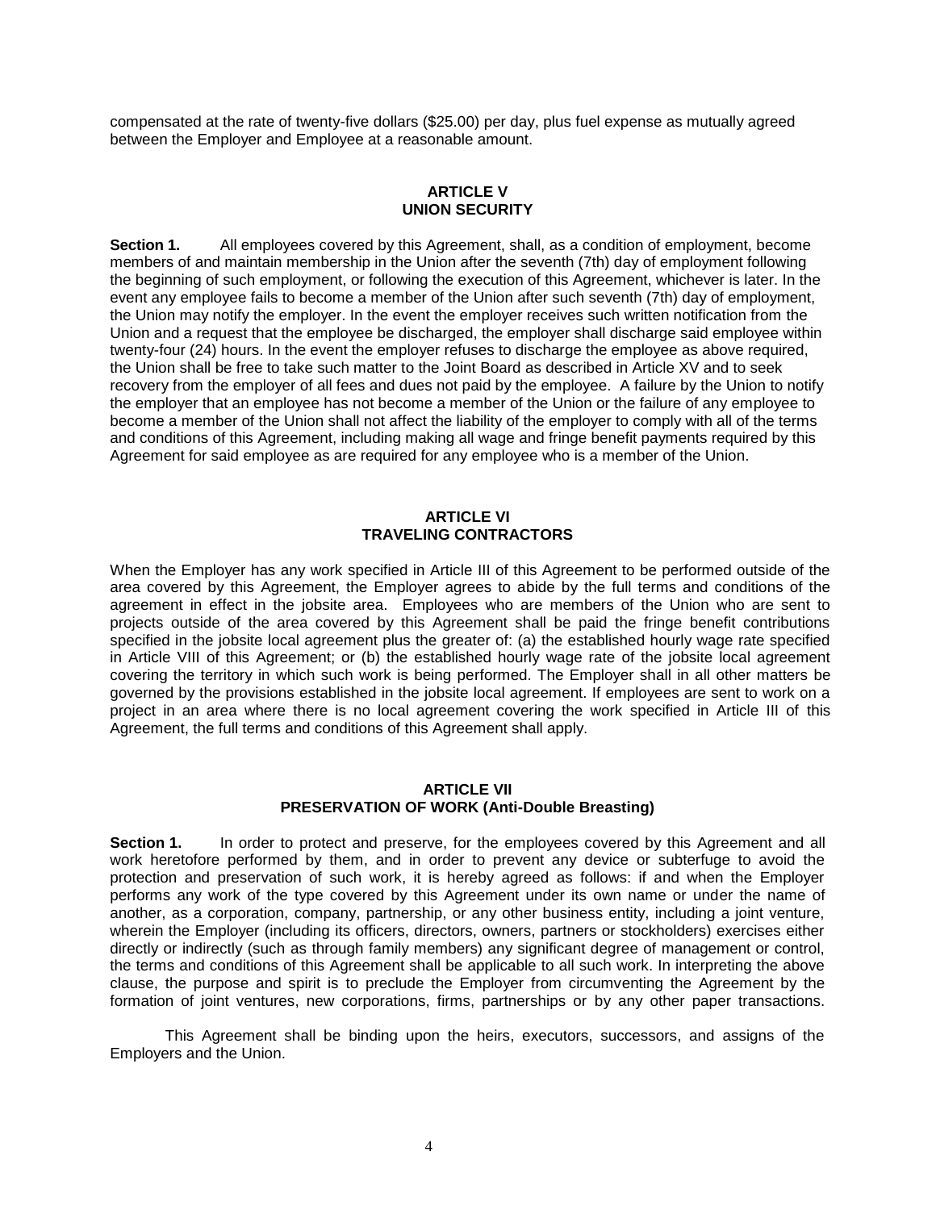compensated at the rate of twenty-five dollars ($25.00) per day, plus fuel expense as mutually agreed between the Employer and Employee at a reasonable amount.

## ARTICLE V
## UNION SECURITY

**Section 1.** All employees covered by this Agreement, shall, as a condition of employment, become members of and maintain membership in the Union after the seventh (7th) day of employment following the beginning of such employment, or following the execution of this Agreement, whichever is later. In the event any employee fails to become a member of the Union after such seventh (7th) day of employment, the Union may notify the employer. In the event the employer receives such written notification from the Union and a request that the employee be discharged, the employer shall discharge said employee within twenty-four (24) hours. In the event the employer refuses to discharge the employee as above required, the Union shall be free to take such matter to the Joint Board as described in Article XV and to seek recovery from the employer of all fees and dues not paid by the employee. A failure by the Union to notify the employer that an employee has not become a member of the Union or the failure of any employee to become a member of the Union shall not affect the liability of the employer to comply with all of the terms and conditions of this Agreement, including making all wage and fringe benefit payments required by this Agreement for said employee as are required for any employee who is a member of the Union.

## ARTICLE VI
## TRAVELING CONTRACTORS

When the Employer has any work specified in Article III of this Agreement to be performed outside of the area covered by this Agreement, the Employer agrees to abide by the full terms and conditions of the agreement in effect in the jobsite area. Employees who are members of the Union who are sent to projects outside of the area covered by this Agreement shall be paid the fringe benefit contributions specified in the jobsite local agreement plus the greater of: (a) the established hourly wage rate specified in Article VIII of this Agreement; or (b) the established hourly wage rate of the jobsite local agreement covering the territory in which such work is being performed. The Employer shall in all other matters be governed by the provisions established in the jobsite local agreement. If employees are sent to work on a project in an area where there is no local agreement covering the work specified in Article III of this Agreement, the full terms and conditions of this Agreement shall apply.

## ARTICLE VII
## PRESERVATION OF WORK (Anti-Double Breasting)

**Section 1.** In order to protect and preserve, for the employees covered by this Agreement and all work heretofore performed by them, and in order to prevent any device or subterfuge to avoid the protection and preservation of such work, it is hereby agreed as follows: if and when the Employer performs any work of the type covered by this Agreement under its own name or under the name of another, as a corporation, company, partnership, or any other business entity, including a joint venture, wherein the Employer (including its officers, directors, owners, partners or stockholders) exercises either directly or indirectly (such as through family members) any significant degree of management or control, the terms and conditions of this Agreement shall be applicable to all such work. In interpreting the above clause, the purpose and spirit is to preclude the Employer from circumventing the Agreement by the formation of joint ventures, new corporations, firms, partnerships or by any other paper transactions.

This Agreement shall be binding upon the heirs, executors, successors, and assigns of the Employers and the Union.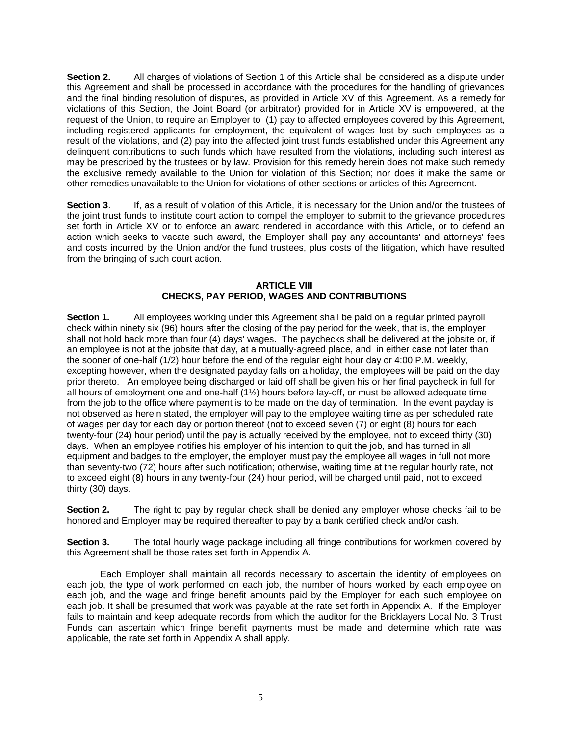**Section 2.** All charges of violations of Section 1 of this Article shall be considered as a dispute under this Agreement and shall be processed in accordance with the procedures for the handling of grievances and the final binding resolution of disputes, as provided in Article XV of this Agreement. As a remedy for violations of this Section, the Joint Board (or arbitrator) provided for in Article XV is empowered, at the request of the Union, to require an Employer to (1) pay to affected employees covered by this Agreement, including registered applicants for employment, the equivalent of wages lost by such employees as a result of the violations, and (2) pay into the affected joint trust funds established under this Agreement any delinquent contributions to such funds which have resulted from the violations, including such interest as may be prescribed by the trustees or by law. Provision for this remedy herein does not make such remedy the exclusive remedy available to the Union for violation of this Section; nor does it make the same or other remedies unavailable to the Union for violations of other sections or articles of this Agreement.

**Section 3**. If, as a result of violation of this Article, it is necessary for the Union and/or the trustees of the joint trust funds to institute court action to compel the employer to submit to the grievance procedures set forth in Article XV or to enforce an award rendered in accordance with this Article, or to defend an action which seeks to vacate such award, the Employer shall pay any accountants' and attorneys' fees and costs incurred by the Union and/or the fund trustees, plus costs of the litigation, which have resulted from the bringing of such court action.

## ARTICLE VIII
## CHECKS, PAY PERIOD, WAGES AND CONTRIBUTIONS

**Section 1.** All employees working under this Agreement shall be paid on a regular printed payroll check within ninety six (96) hours after the closing of the pay period for the week, that is, the employer shall not hold back more than four (4) days' wages. The paychecks shall be delivered at the jobsite or, if an employee is not at the jobsite that day, at a mutually-agreed place, and in either case not later than the sooner of one-half (1/2) hour before the end of the regular eight hour day or 4:00 P.M. weekly, excepting however, when the designated payday falls on a holiday, the employees will be paid on the day prior thereto. An employee being discharged or laid off shall be given his or her final paycheck in full for all hours of employment one and one-half (1½) hours before lay-off, or must be allowed adequate time from the job to the office where payment is to be made on the day of termination. In the event payday is not observed as herein stated, the employer will pay to the employee waiting time as per scheduled rate of wages per day for each day or portion thereof (not to exceed seven (7) or eight (8) hours for each twenty-four (24) hour period) until the pay is actually received by the employee, not to exceed thirty (30) days. When an employee notifies his employer of his intention to quit the job, and has turned in all equipment and badges to the employer, the employer must pay the employee all wages in full not more than seventy-two (72) hours after such notification; otherwise, waiting time at the regular hourly rate, not to exceed eight (8) hours in any twenty-four (24) hour period, will be charged until paid, not to exceed thirty (30) days.

**Section 2.** The right to pay by regular check shall be denied any employer whose checks fail to be honored and Employer may be required thereafter to pay by a bank certified check and/or cash.

**Section 3.** The total hourly wage package including all fringe contributions for workmen covered by this Agreement shall be those rates set forth in Appendix A.

Each Employer shall maintain all records necessary to ascertain the identity of employees on each job, the type of work performed on each job, the number of hours worked by each employee on each job, and the wage and fringe benefit amounts paid by the Employer for each such employee on each job. It shall be presumed that work was payable at the rate set forth in Appendix A. If the Employer fails to maintain and keep adequate records from which the auditor for the Bricklayers Local No. 3 Trust Funds can ascertain which fringe benefit payments must be made and determine which rate was applicable, the rate set forth in Appendix A shall apply.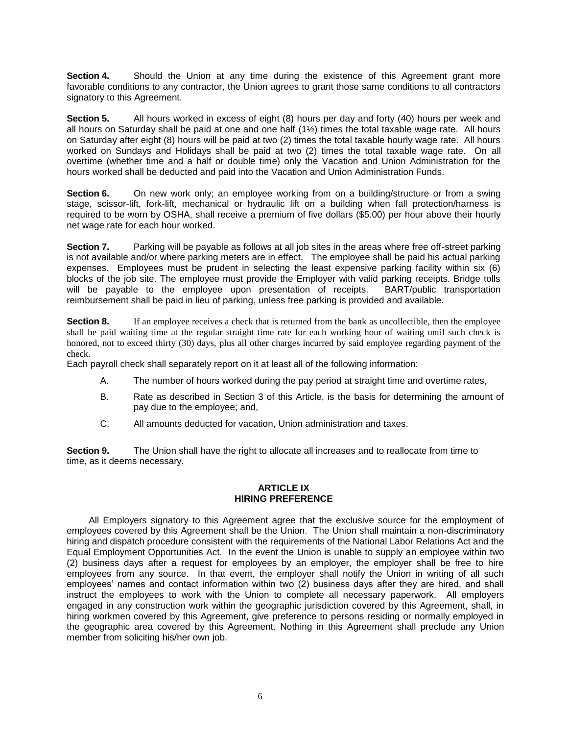**Section 4.** Should the Union at any time during the existence of this Agreement grant more favorable conditions to any contractor, the Union agrees to grant those same conditions to all contractors signatory to this Agreement.

**Section 5.** All hours worked in excess of eight (8) hours per day and forty (40) hours per week and all hours on Saturday shall be paid at one and one half (1½) times the total taxable wage rate. All hours on Saturday after eight (8) hours will be paid at two (2) times the total taxable hourly wage rate. All hours worked on Sundays and Holidays shall be paid at two (2) times the total taxable wage rate. On all overtime (whether time and a half or double time) only the Vacation and Union Administration for the hours worked shall be deducted and paid into the Vacation and Union Administration Funds.

**Section 6.** On new work only; an employee working from on a building/structure or from a swing stage, scissor-lift, fork-lift, mechanical or hydraulic lift on a building when fall protection/harness is required to be worn by OSHA, shall receive a premium of five dollars ($5.00) per hour above their hourly net wage rate for each hour worked.

**Section 7.** Parking will be payable as follows at all job sites in the areas where free off-street parking is not available and/or where parking meters are in effect. The employee shall be paid his actual parking expenses. Employees must be prudent in selecting the least expensive parking facility within six (6) blocks of the job site. The employee must provide the Employer with valid parking receipts. Bridge tolls will be payable to the employee upon presentation of receipts. BART/public transportation reimbursement shall be paid in lieu of parking, unless free parking is provided and available.

**Section 8.** If an employee receives a check that is returned from the bank as uncollectible, then the employee shall be paid waiting time at the regular straight time rate for each working hour of waiting until such check is honored, not to exceed thirty (30) days, plus all other charges incurred by said employee regarding payment of the check.

Each payroll check shall separately report on it at least all of the following information:

A. The number of hours worked during the pay period at straight time and overtime rates,

B. Rate as described in Section 3 of this Article, is the basis for determining the amount of pay due to the employee; and,

C. All amounts deducted for vacation, Union administration and taxes.

**Section 9.** The Union shall have the right to allocate all increases and to reallocate from time to time, as it deems necessary.

## ARTICLE IX
## HIRING PREFERENCE

All Employers signatory to this Agreement agree that the exclusive source for the employment of employees covered by this Agreement shall be the Union. The Union shall maintain a non-discriminatory hiring and dispatch procedure consistent with the requirements of the National Labor Relations Act and the Equal Employment Opportunities Act. In the event the Union is unable to supply an employee within two (2) business days after a request for employees by an employer, the employer shall be free to hire employees from any source. In that event, the employer shall notify the Union in writing of all such employees' names and contact information within two (2) business days after they are hired, and shall instruct the employees to work with the Union to complete all necessary paperwork. All employers engaged in any construction work within the geographic jurisdiction covered by this Agreement, shall, in hiring workmen covered by this Agreement, give preference to persons residing or normally employed in the geographic area covered by this Agreement. Nothing in this Agreement shall preclude any Union member from soliciting his/her own job.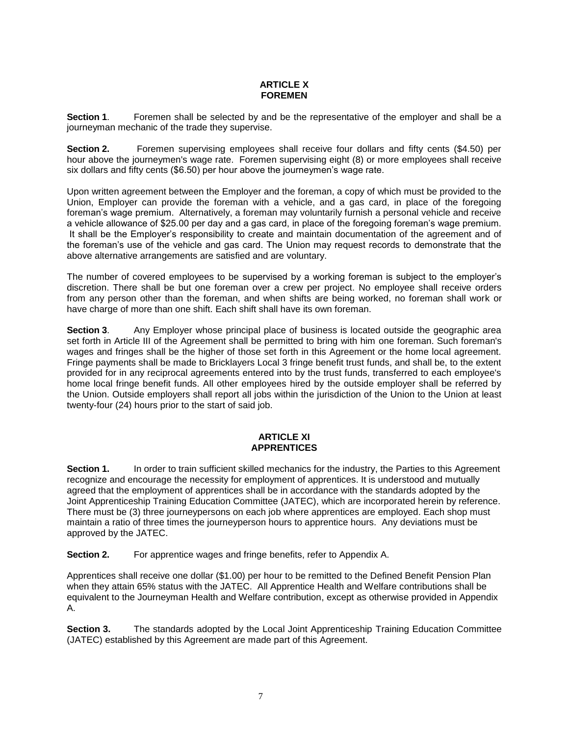## ARTICLE X
## FOREMEN

**Section 1**. Foremen shall be selected by and be the representative of the employer and shall be a journeyman mechanic of the trade they supervise.

**Section 2.** Foremen supervising employees shall receive four dollars and fifty cents ($4.50) per hour above the journeymen's wage rate. Foremen supervising eight (8) or more employees shall receive six dollars and fifty cents ($6.50) per hour above the journeymen's wage rate.

Upon written agreement between the Employer and the foreman, a copy of which must be provided to the Union, Employer can provide the foreman with a vehicle, and a gas card, in place of the foregoing foreman's wage premium. Alternatively, a foreman may voluntarily furnish a personal vehicle and receive a vehicle allowance of $25.00 per day and a gas card, in place of the foregoing foreman's wage premium. It shall be the Employer's responsibility to create and maintain documentation of the agreement and of the foreman's use of the vehicle and gas card. The Union may request records to demonstrate that the above alternative arrangements are satisfied and are voluntary.

The number of covered employees to be supervised by a working foreman is subject to the employer's discretion. There shall be but one foreman over a crew per project. No employee shall receive orders from any person other than the foreman, and when shifts are being worked, no foreman shall work or have charge of more than one shift. Each shift shall have its own foreman.

**Section 3**. Any Employer whose principal place of business is located outside the geographic area set forth in Article III of the Agreement shall be permitted to bring with him one foreman. Such foreman's wages and fringes shall be the higher of those set forth in this Agreement or the home local agreement. Fringe payments shall be made to Bricklayers Local 3 fringe benefit trust funds, and shall be, to the extent provided for in any reciprocal agreements entered into by the trust funds, transferred to each employee's home local fringe benefit funds. All other employees hired by the outside employer shall be referred by the Union. Outside employers shall report all jobs within the jurisdiction of the Union to the Union at least twenty-four (24) hours prior to the start of said job.

## ARTICLE XI
## APPRENTICES

**Section 1.** In order to train sufficient skilled mechanics for the industry, the Parties to this Agreement recognize and encourage the necessity for employment of apprentices. It is understood and mutually agreed that the employment of apprentices shall be in accordance with the standards adopted by the Joint Apprenticeship Training Education Committee (JATEC), which are incorporated herein by reference. There must be (3) three journeypersons on each job where apprentices are employed. Each shop must maintain a ratio of three times the journeyperson hours to apprentice hours. Any deviations must be approved by the JATEC.

**Section 2.** For apprentice wages and fringe benefits, refer to Appendix A.

Apprentices shall receive one dollar ($1.00) per hour to be remitted to the Defined Benefit Pension Plan when they attain 65% status with the JATEC. All Apprentice Health and Welfare contributions shall be equivalent to the Journeyman Health and Welfare contribution, except as otherwise provided in Appendix A.

**Section 3.** The standards adopted by the Local Joint Apprenticeship Training Education Committee (JATEC) established by this Agreement are made part of this Agreement.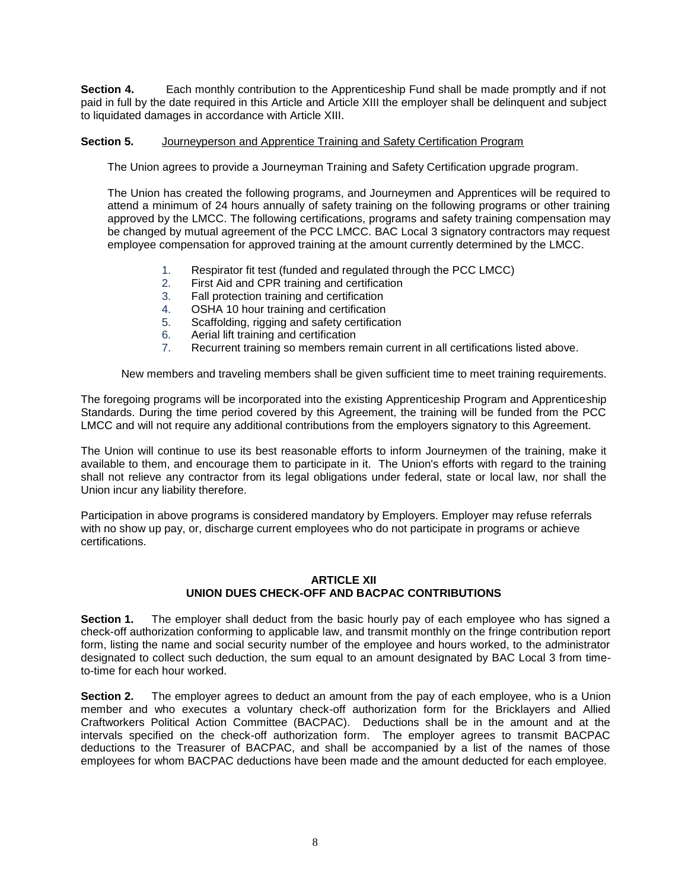**Section 4.** Each monthly contribution to the Apprenticeship Fund shall be made promptly and if not paid in full by the date required in this Article and Article XIII the employer shall be delinquent and subject to liquidated damages in accordance with Article XIII.

**Section 5.** Journeyperson and Apprentice Training and Safety Certification Program

The Union agrees to provide a Journeyman Training and Safety Certification upgrade program.

The Union has created the following programs, and Journeymen and Apprentices will be required to attend a minimum of 24 hours annually of safety training on the following programs or other training approved by the LMCC. The following certifications, programs and safety training compensation may be changed by mutual agreement of the PCC LMCC. BAC Local 3 signatory contractors may request employee compensation for approved training at the amount currently determined by the LMCC.

1. Respirator fit test (funded and regulated through the PCC LMCC)
2. First Aid and CPR training and certification
3. Fall protection training and certification
4. OSHA 10 hour training and certification
5. Scaffolding, rigging and safety certification
6. Aerial lift training and certification
7. Recurrent training so members remain current in all certifications listed above.

New members and traveling members shall be given sufficient time to meet training requirements.

The foregoing programs will be incorporated into the existing Apprenticeship Program and Apprenticeship Standards. During the time period covered by this Agreement, the training will be funded from the PCC LMCC and will not require any additional contributions from the employers signatory to this Agreement.

The Union will continue to use its best reasonable efforts to inform Journeymen of the training, make it available to them, and encourage them to participate in it. The Union's efforts with regard to the training shall not relieve any contractor from its legal obligations under federal, state or local law, nor shall the Union incur any liability therefore.

Participation in above programs is considered mandatory by Employers. Employer may refuse referrals with no show up pay, or, discharge current employees who do not participate in programs or achieve certifications.

## ARTICLE XII
## UNION DUES CHECK-OFF AND BACPAC CONTRIBUTIONS

**Section 1.** The employer shall deduct from the basic hourly pay of each employee who has signed a check-off authorization conforming to applicable law, and transmit monthly on the fringe contribution report form, listing the name and social security number of the employee and hours worked, to the administrator designated to collect such deduction, the sum equal to an amount designated by BAC Local 3 from time-to-time for each hour worked.

**Section 2.** The employer agrees to deduct an amount from the pay of each employee, who is a Union member and who executes a voluntary check-off authorization form for the Bricklayers and Allied Craftworkers Political Action Committee (BACPAC). Deductions shall be in the amount and at the intervals specified on the check-off authorization form. The employer agrees to transmit BACPAC deductions to the Treasurer of BACPAC, and shall be accompanied by a list of the names of those employees for whom BACPAC deductions have been made and the amount deducted for each employee.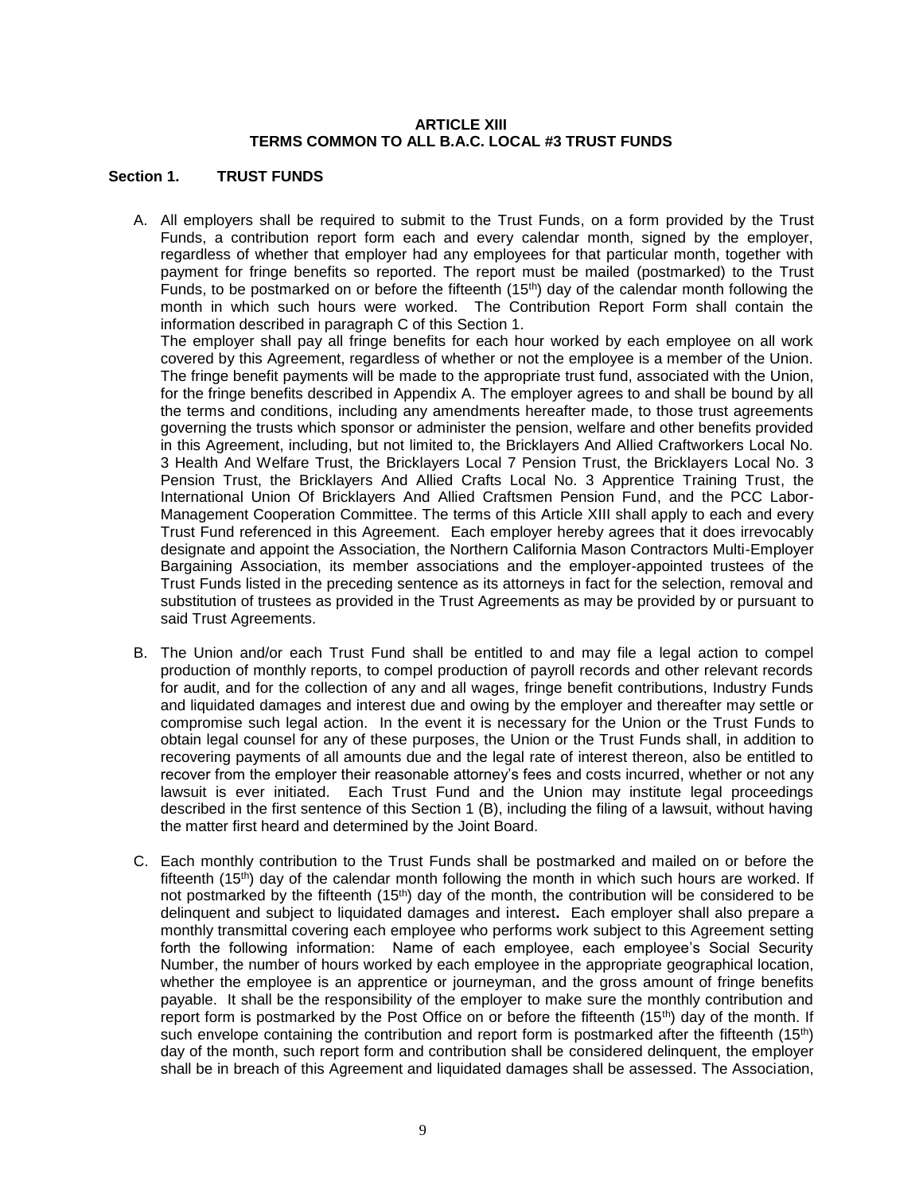**ARTICLE XIII**
**TERMS COMMON TO ALL B.A.C. LOCAL #3 TRUST FUNDS**

**Section 1. TRUST FUNDS**

A. All employers shall be required to submit to the Trust Funds, on a form provided by the Trust Funds, a contribution report form each and every calendar month, signed by the employer, regardless of whether that employer had any employees for that particular month, together with payment for fringe benefits so reported. The report must be mailed (postmarked) to the Trust Funds, to be postmarked on or before the fifteenth (15th) day of the calendar month following the month in which such hours were worked. The Contribution Report Form shall contain the information described in paragraph C of this Section 1.

The employer shall pay all fringe benefits for each hour worked by each employee on all work covered by this Agreement, regardless of whether or not the employee is a member of the Union. The fringe benefit payments will be made to the appropriate trust fund, associated with the Union, for the fringe benefits described in Appendix A. The employer agrees to and shall be bound by all the terms and conditions, including any amendments hereafter made, to those trust agreements governing the trusts which sponsor or administer the pension, welfare and other benefits provided in this Agreement, including, but not limited to, the Bricklayers And Allied Craftworkers Local No. 3 Health And Welfare Trust, the Bricklayers Local 7 Pension Trust, the Bricklayers Local No. 3 Pension Trust, the Bricklayers And Allied Crafts Local No. 3 Apprentice Training Trust, the International Union Of Bricklayers And Allied Craftsmen Pension Fund, and the PCC Labor-Management Cooperation Committee. The terms of this Article XIII shall apply to each and every Trust Fund referenced in this Agreement. Each employer hereby agrees that it does irrevocably designate and appoint the Association, the Northern California Mason Contractors Multi-Employer Bargaining Association, its member associations and the employer-appointed trustees of the Trust Funds listed in the preceding sentence as its attorneys in fact for the selection, removal and substitution of trustees as provided in the Trust Agreements as may be provided by or pursuant to said Trust Agreements.

B. The Union and/or each Trust Fund shall be entitled to and may file a legal action to compel production of monthly reports, to compel production of payroll records and other relevant records for audit, and for the collection of any and all wages, fringe benefit contributions, Industry Funds and liquidated damages and interest due and owing by the employer and thereafter may settle or compromise such legal action. In the event it is necessary for the Union or the Trust Funds to obtain legal counsel for any of these purposes, the Union or the Trust Funds shall, in addition to recovering payments of all amounts due and the legal rate of interest thereon, also be entitled to recover from the employer their reasonable attorney's fees and costs incurred, whether or not any lawsuit is ever initiated. Each Trust Fund and the Union may institute legal proceedings described in the first sentence of this Section 1 (B), including the filing of a lawsuit, without having the matter first heard and determined by the Joint Board.

C. Each monthly contribution to the Trust Funds shall be postmarked and mailed on or before the fifteenth (15th) day of the calendar month following the month in which such hours are worked. If not postmarked by the fifteenth (15th) day of the month, the contribution will be considered to be delinquent and subject to liquidated damages and interest**.** Each employer shall also prepare a monthly transmittal covering each employee who performs work subject to this Agreement setting forth the following information: Name of each employee, each employee's Social Security Number, the number of hours worked by each employee in the appropriate geographical location, whether the employee is an apprentice or journeyman, and the gross amount of fringe benefits payable. It shall be the responsibility of the employer to make sure the monthly contribution and report form is postmarked by the Post Office on or before the fifteenth (15th) day of the month. If such envelope containing the contribution and report form is postmarked after the fifteenth (15th) day of the month, such report form and contribution shall be considered delinquent, the employer shall be in breach of this Agreement and liquidated damages shall be assessed. The Association,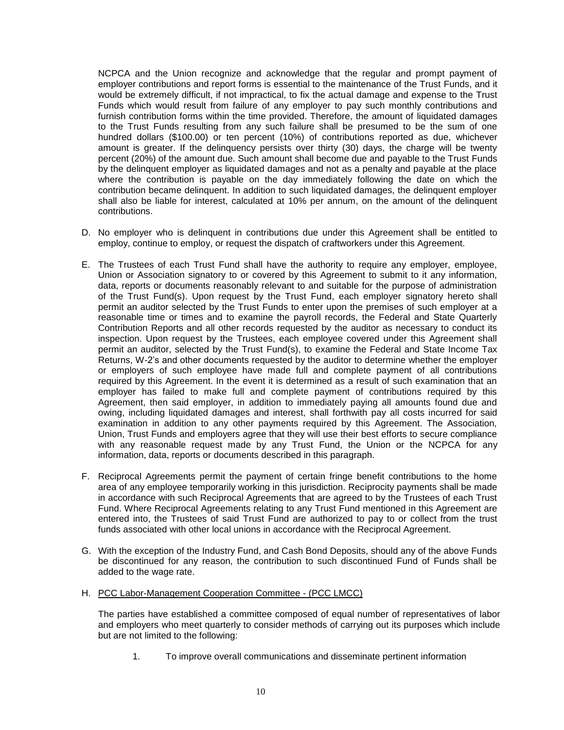NCPCA and the Union recognize and acknowledge that the regular and prompt payment of employer contributions and report forms is essential to the maintenance of the Trust Funds, and it would be extremely difficult, if not impractical, to fix the actual damage and expense to the Trust Funds which would result from failure of any employer to pay such monthly contributions and furnish contribution forms within the time provided. Therefore, the amount of liquidated damages to the Trust Funds resulting from any such failure shall be presumed to be the sum of one hundred dollars ($100.00) or ten percent (10%) of contributions reported as due, whichever amount is greater. If the delinquency persists over thirty (30) days, the charge will be twenty percent (20%) of the amount due. Such amount shall become due and payable to the Trust Funds by the delinquent employer as liquidated damages and not as a penalty and payable at the place where the contribution is payable on the day immediately following the date on which the contribution became delinquent. In addition to such liquidated damages, the delinquent employer shall also be liable for interest, calculated at 10% per annum, on the amount of the delinquent contributions.

D. No employer who is delinquent in contributions due under this Agreement shall be entitled to employ, continue to employ, or request the dispatch of craftworkers under this Agreement.

E. The Trustees of each Trust Fund shall have the authority to require any employer, employee, Union or Association signatory to or covered by this Agreement to submit to it any information, data, reports or documents reasonably relevant to and suitable for the purpose of administration of the Trust Fund(s). Upon request by the Trust Fund, each employer signatory hereto shall permit an auditor selected by the Trust Funds to enter upon the premises of such employer at a reasonable time or times and to examine the payroll records, the Federal and State Quarterly Contribution Reports and all other records requested by the auditor as necessary to conduct its inspection. Upon request by the Trustees, each employee covered under this Agreement shall permit an auditor, selected by the Trust Fund(s), to examine the Federal and State Income Tax Returns, W-2's and other documents requested by the auditor to determine whether the employer or employers of such employee have made full and complete payment of all contributions required by this Agreement. In the event it is determined as a result of such examination that an employer has failed to make full and complete payment of contributions required by this Agreement, then said employer, in addition to immediately paying all amounts found due and owing, including liquidated damages and interest, shall forthwith pay all costs incurred for said examination in addition to any other payments required by this Agreement. The Association, Union, Trust Funds and employers agree that they will use their best efforts to secure compliance with any reasonable request made by any Trust Fund, the Union or the NCPCA for any information, data, reports or documents described in this paragraph.

F. Reciprocal Agreements permit the payment of certain fringe benefit contributions to the home area of any employee temporarily working in this jurisdiction. Reciprocity payments shall be made in accordance with such Reciprocal Agreements that are agreed to by the Trustees of each Trust Fund. Where Reciprocal Agreements relating to any Trust Fund mentioned in this Agreement are entered into, the Trustees of said Trust Fund are authorized to pay to or collect from the trust funds associated with other local unions in accordance with the Reciprocal Agreement.

G. With the exception of the Industry Fund, and Cash Bond Deposits, should any of the above Funds be discontinued for any reason, the contribution to such discontinued Fund of Funds shall be added to the wage rate.

H. PCC Labor-Management Cooperation Committee - (PCC LMCC)

The parties have established a committee composed of equal number of representatives of labor and employers who meet quarterly to consider methods of carrying out its purposes which include but are not limited to the following:

1. To improve overall communications and disseminate pertinent information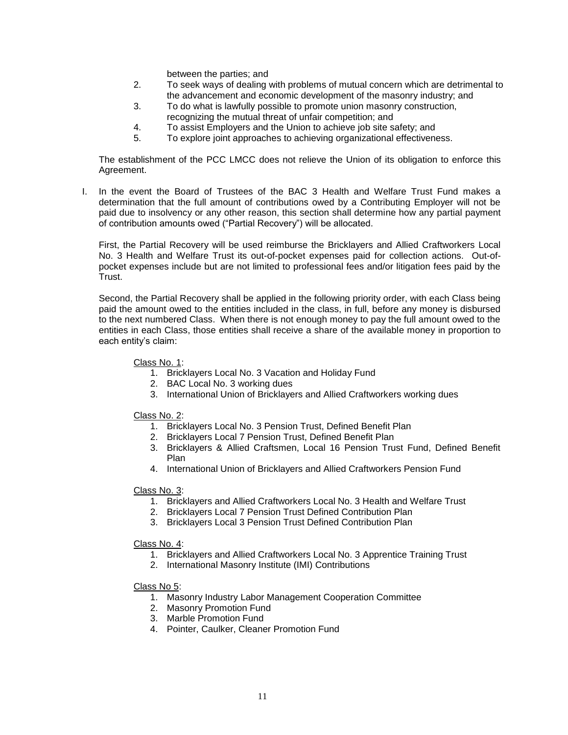between the parties; and

2. To seek ways of dealing with problems of mutual concern which are detrimental to the advancement and economic development of the masonry industry; and
3. To do what is lawfully possible to promote union masonry construction, recognizing the mutual threat of unfair competition; and
4. To assist Employers and the Union to achieve job site safety; and
5. To explore joint approaches to achieving organizational effectiveness.

The establishment of the PCC LMCC does not relieve the Union of its obligation to enforce this Agreement.

I. In the event the Board of Trustees of the BAC 3 Health and Welfare Trust Fund makes a determination that the full amount of contributions owed by a Contributing Employer will not be paid due to insolvency or any other reason, this section shall determine how any partial payment of contribution amounts owed ("Partial Recovery") will be allocated.

First, the Partial Recovery will be used reimburse the Bricklayers and Allied Craftworkers Local No. 3 Health and Welfare Trust its out-of-pocket expenses paid for collection actions. Out-of-pocket expenses include but are not limited to professional fees and/or litigation fees paid by the Trust.

Second, the Partial Recovery shall be applied in the following priority order, with each Class being paid the amount owed to the entities included in the class, in full, before any money is disbursed to the next numbered Class. When there is not enough money to pay the full amount owed to the entities in each Class, those entities shall receive a share of the available money in proportion to each entity's claim:

Class No. 1:

1. Bricklayers Local No. 3 Vacation and Holiday Fund
2. BAC Local No. 3 working dues
3. International Union of Bricklayers and Allied Craftworkers working dues

Class No. 2:

1. Bricklayers Local No. 3 Pension Trust, Defined Benefit Plan
2. Bricklayers Local 7 Pension Trust, Defined Benefit Plan
3. Bricklayers & Allied Craftsmen, Local 16 Pension Trust Fund, Defined Benefit Plan
4. International Union of Bricklayers and Allied Craftworkers Pension Fund

Class No. 3:

1. Bricklayers and Allied Craftworkers Local No. 3 Health and Welfare Trust
2. Bricklayers Local 7 Pension Trust Defined Contribution Plan
3. Bricklayers Local 3 Pension Trust Defined Contribution Plan

Class No. 4:

1. Bricklayers and Allied Craftworkers Local No. 3 Apprentice Training Trust
2. International Masonry Institute (IMI) Contributions

Class No 5:

1. Masonry Industry Labor Management Cooperation Committee
2. Masonry Promotion Fund
3. Marble Promotion Fund
4. Pointer, Caulker, Cleaner Promotion Fund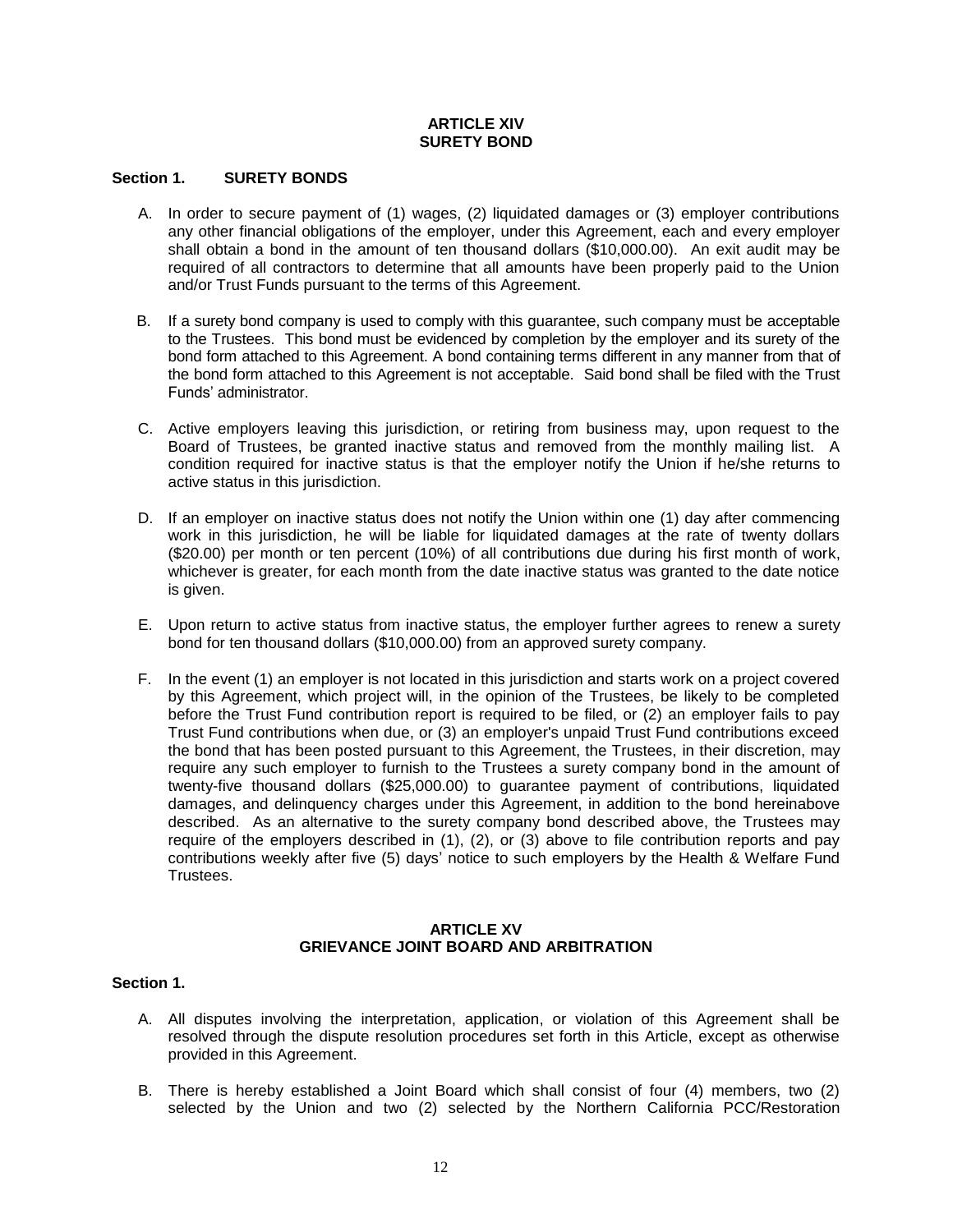## ARTICLE XIV
## SURETY BOND

### Section 1. SURETY BONDS

A. In order to secure payment of (1) wages, (2) liquidated damages or (3) employer contributions any other financial obligations of the employer, under this Agreement, each and every employer shall obtain a bond in the amount of ten thousand dollars ($10,000.00). An exit audit may be required of all contractors to determine that all amounts have been properly paid to the Union and/or Trust Funds pursuant to the terms of this Agreement.

B. If a surety bond company is used to comply with this guarantee, such company must be acceptable to the Trustees. This bond must be evidenced by completion by the employer and its surety of the bond form attached to this Agreement. A bond containing terms different in any manner from that of the bond form attached to this Agreement is not acceptable. Said bond shall be filed with the Trust Funds' administrator.

C. Active employers leaving this jurisdiction, or retiring from business may, upon request to the Board of Trustees, be granted inactive status and removed from the monthly mailing list. A condition required for inactive status is that the employer notify the Union if he/she returns to active status in this jurisdiction.

D. If an employer on inactive status does not notify the Union within one (1) day after commencing work in this jurisdiction, he will be liable for liquidated damages at the rate of twenty dollars ($20.00) per month or ten percent (10%) of all contributions due during his first month of work, whichever is greater, for each month from the date inactive status was granted to the date notice is given.

E. Upon return to active status from inactive status, the employer further agrees to renew a surety bond for ten thousand dollars ($10,000.00) from an approved surety company.

F. In the event (1) an employer is not located in this jurisdiction and starts work on a project covered by this Agreement, which project will, in the opinion of the Trustees, be likely to be completed before the Trust Fund contribution report is required to be filed, or (2) an employer fails to pay Trust Fund contributions when due, or (3) an employer's unpaid Trust Fund contributions exceed the bond that has been posted pursuant to this Agreement, the Trustees, in their discretion, may require any such employer to furnish to the Trustees a surety company bond in the amount of twenty-five thousand dollars ($25,000.00) to guarantee payment of contributions, liquidated damages, and delinquency charges under this Agreement, in addition to the bond hereinabove described. As an alternative to the surety company bond described above, the Trustees may require of the employers described in (1), (2), or (3) above to file contribution reports and pay contributions weekly after five (5) days' notice to such employers by the Health & Welfare Fund Trustees.

## ARTICLE XV
## GRIEVANCE JOINT BOARD AND ARBITRATION

### Section 1.

A. All disputes involving the interpretation, application, or violation of this Agreement shall be resolved through the dispute resolution procedures set forth in this Article, except as otherwise provided in this Agreement.

B. There is hereby established a Joint Board which shall consist of four (4) members, two (2) selected by the Union and two (2) selected by the Northern California PCC/Restoration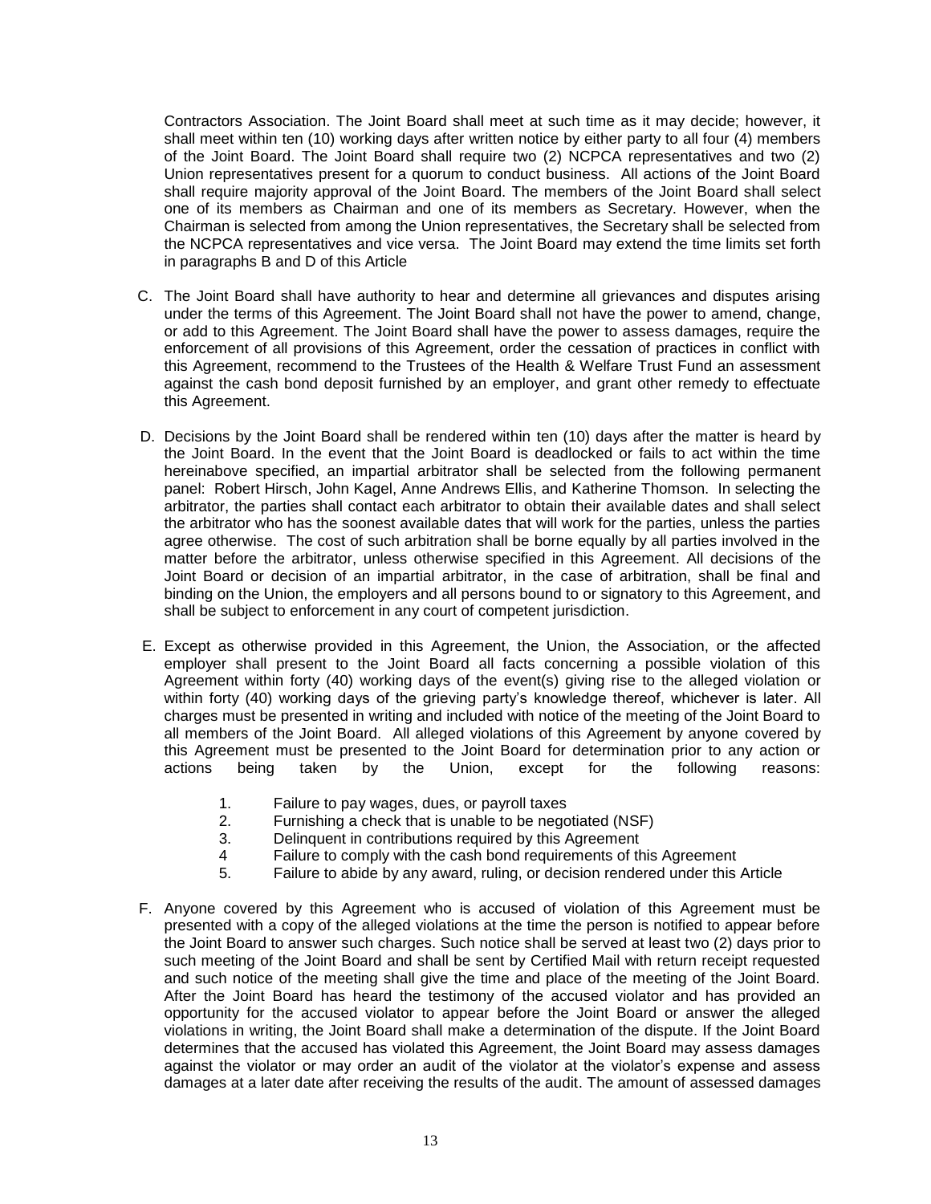Contractors Association. The Joint Board shall meet at such time as it may decide; however, it shall meet within ten (10) working days after written notice by either party to all four (4) members of the Joint Board. The Joint Board shall require two (2) NCPCA representatives and two (2) Union representatives present for a quorum to conduct business. All actions of the Joint Board shall require majority approval of the Joint Board. The members of the Joint Board shall select one of its members as Chairman and one of its members as Secretary. However, when the Chairman is selected from among the Union representatives, the Secretary shall be selected from the NCPCA representatives and vice versa. The Joint Board may extend the time limits set forth in paragraphs B and D of this Article

C. The Joint Board shall have authority to hear and determine all grievances and disputes arising under the terms of this Agreement. The Joint Board shall not have the power to amend, change, or add to this Agreement. The Joint Board shall have the power to assess damages, require the enforcement of all provisions of this Agreement, order the cessation of practices in conflict with this Agreement, recommend to the Trustees of the Health & Welfare Trust Fund an assessment against the cash bond deposit furnished by an employer, and grant other remedy to effectuate this Agreement.

D. Decisions by the Joint Board shall be rendered within ten (10) days after the matter is heard by the Joint Board. In the event that the Joint Board is deadlocked or fails to act within the time hereinabove specified, an impartial arbitrator shall be selected from the following permanent panel: Robert Hirsch, John Kagel, Anne Andrews Ellis, and Katherine Thomson. In selecting the arbitrator, the parties shall contact each arbitrator to obtain their available dates and shall select the arbitrator who has the soonest available dates that will work for the parties, unless the parties agree otherwise. The cost of such arbitration shall be borne equally by all parties involved in the matter before the arbitrator, unless otherwise specified in this Agreement. All decisions of the Joint Board or decision of an impartial arbitrator, in the case of arbitration, shall be final and binding on the Union, the employers and all persons bound to or signatory to this Agreement, and shall be subject to enforcement in any court of competent jurisdiction.

E. Except as otherwise provided in this Agreement, the Union, the Association, or the affected employer shall present to the Joint Board all facts concerning a possible violation of this Agreement within forty (40) working days of the event(s) giving rise to the alleged violation or within forty (40) working days of the grieving party's knowledge thereof, whichever is later. All charges must be presented in writing and included with notice of the meeting of the Joint Board to all members of the Joint Board. All alleged violations of this Agreement by anyone covered by this Agreement must be presented to the Joint Board for determination prior to any action or actions being taken by the Union, except for the following reasons:

1. Failure to pay wages, dues, or payroll taxes
2. Furnishing a check that is unable to be negotiated (NSF)
3. Delinquent in contributions required by this Agreement
4. Failure to comply with the cash bond requirements of this Agreement
5. Failure to abide by any award, ruling, or decision rendered under this Article

F. Anyone covered by this Agreement who is accused of violation of this Agreement must be presented with a copy of the alleged violations at the time the person is notified to appear before the Joint Board to answer such charges. Such notice shall be served at least two (2) days prior to such meeting of the Joint Board and shall be sent by Certified Mail with return receipt requested and such notice of the meeting shall give the time and place of the meeting of the Joint Board. After the Joint Board has heard the testimony of the accused violator and has provided an opportunity for the accused violator to appear before the Joint Board or answer the alleged violations in writing, the Joint Board shall make a determination of the dispute. If the Joint Board determines that the accused has violated this Agreement, the Joint Board may assess damages against the violator or may order an audit of the violator at the violator's expense and assess damages at a later date after receiving the results of the audit. The amount of assessed damages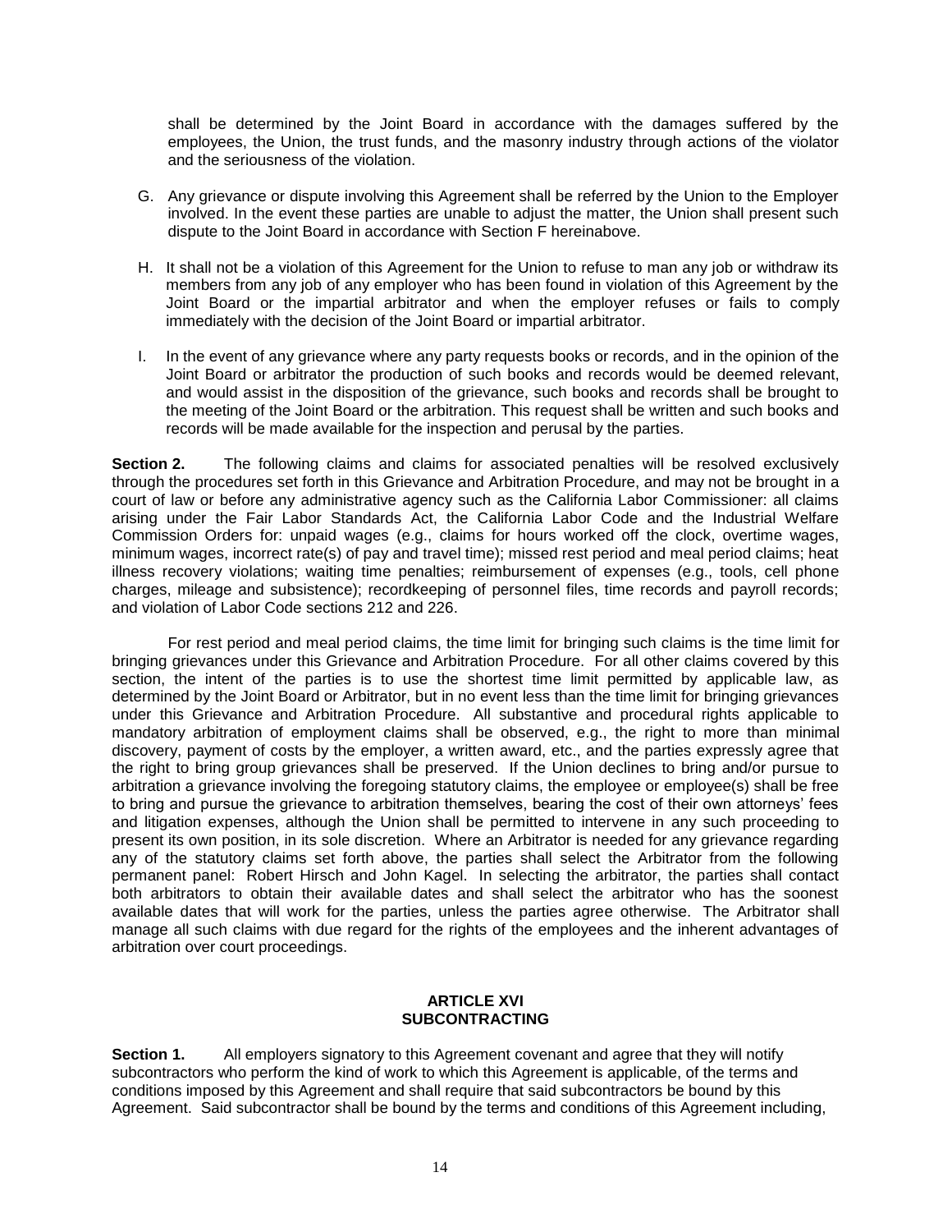shall be determined by the Joint Board in accordance with the damages suffered by the employees, the Union, the trust funds, and the masonry industry through actions of the violator and the seriousness of the violation.

G. Any grievance or dispute involving this Agreement shall be referred by the Union to the Employer involved. In the event these parties are unable to adjust the matter, the Union shall present such dispute to the Joint Board in accordance with Section F hereinabove.

H. It shall not be a violation of this Agreement for the Union to refuse to man any job or withdraw its members from any job of any employer who has been found in violation of this Agreement by the Joint Board or the impartial arbitrator and when the employer refuses or fails to comply immediately with the decision of the Joint Board or impartial arbitrator.

I. In the event of any grievance where any party requests books or records, and in the opinion of the Joint Board or arbitrator the production of such books and records would be deemed relevant, and would assist in the disposition of the grievance, such books and records shall be brought to the meeting of the Joint Board or the arbitration. This request shall be written and such books and records will be made available for the inspection and perusal by the parties.

**Section 2.** The following claims and claims for associated penalties will be resolved exclusively through the procedures set forth in this Grievance and Arbitration Procedure, and may not be brought in a court of law or before any administrative agency such as the California Labor Commissioner: all claims arising under the Fair Labor Standards Act, the California Labor Code and the Industrial Welfare Commission Orders for: unpaid wages (e.g., claims for hours worked off the clock, overtime wages, minimum wages, incorrect rate(s) of pay and travel time); missed rest period and meal period claims; heat illness recovery violations; waiting time penalties; reimbursement of expenses (e.g., tools, cell phone charges, mileage and subsistence); recordkeeping of personnel files, time records and payroll records; and violation of Labor Code sections 212 and 226.

For rest period and meal period claims, the time limit for bringing such claims is the time limit for bringing grievances under this Grievance and Arbitration Procedure. For all other claims covered by this section, the intent of the parties is to use the shortest time limit permitted by applicable law, as determined by the Joint Board or Arbitrator, but in no event less than the time limit for bringing grievances under this Grievance and Arbitration Procedure. All substantive and procedural rights applicable to mandatory arbitration of employment claims shall be observed, e.g., the right to more than minimal discovery, payment of costs by the employer, a written award, etc., and the parties expressly agree that the right to bring group grievances shall be preserved. If the Union declines to bring and/or pursue to arbitration a grievance involving the foregoing statutory claims, the employee or employee(s) shall be free to bring and pursue the grievance to arbitration themselves, bearing the cost of their own attorneys' fees and litigation expenses, although the Union shall be permitted to intervene in any such proceeding to present its own position, in its sole discretion. Where an Arbitrator is needed for any grievance regarding any of the statutory claims set forth above, the parties shall select the Arbitrator from the following permanent panel: Robert Hirsch and John Kagel. In selecting the arbitrator, the parties shall contact both arbitrators to obtain their available dates and shall select the arbitrator who has the soonest available dates that will work for the parties, unless the parties agree otherwise. The Arbitrator shall manage all such claims with due regard for the rights of the employees and the inherent advantages of arbitration over court proceedings.

## ARTICLE XVI
## SUBCONTRACTING

**Section 1.** All employers signatory to this Agreement covenant and agree that they will notify subcontractors who perform the kind of work to which this Agreement is applicable, of the terms and conditions imposed by this Agreement and shall require that said subcontractors be bound by this Agreement. Said subcontractor shall be bound by the terms and conditions of this Agreement including,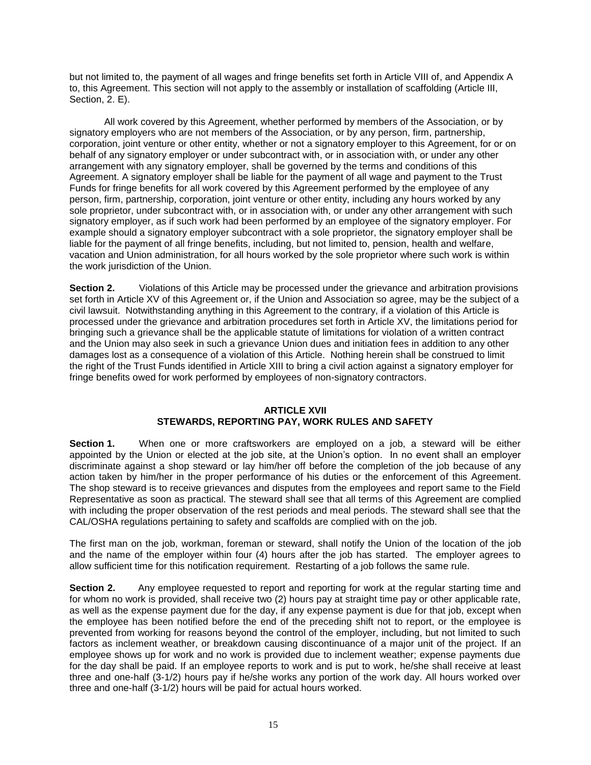but not limited to, the payment of all wages and fringe benefits set forth in Article VIII of, and Appendix A to, this Agreement. This section will not apply to the assembly or installation of scaffolding (Article III, Section, 2. E).

All work covered by this Agreement, whether performed by members of the Association, or by signatory employers who are not members of the Association, or by any person, firm, partnership, corporation, joint venture or other entity, whether or not a signatory employer to this Agreement, for or on behalf of any signatory employer or under subcontract with, or in association with, or under any other arrangement with any signatory employer, shall be governed by the terms and conditions of this Agreement. A signatory employer shall be liable for the payment of all wage and payment to the Trust Funds for fringe benefits for all work covered by this Agreement performed by the employee of any person, firm, partnership, corporation, joint venture or other entity, including any hours worked by any sole proprietor, under subcontract with, or in association with, or under any other arrangement with such signatory employer, as if such work had been performed by an employee of the signatory employer. For example should a signatory employer subcontract with a sole proprietor, the signatory employer shall be liable for the payment of all fringe benefits, including, but not limited to, pension, health and welfare, vacation and Union administration, for all hours worked by the sole proprietor where such work is within the work jurisdiction of the Union.

**Section 2.** Violations of this Article may be processed under the grievance and arbitration provisions set forth in Article XV of this Agreement or, if the Union and Association so agree, may be the subject of a civil lawsuit. Notwithstanding anything in this Agreement to the contrary, if a violation of this Article is processed under the grievance and arbitration procedures set forth in Article XV, the limitations period for bringing such a grievance shall be the applicable statute of limitations for violation of a written contract and the Union may also seek in such a grievance Union dues and initiation fees in addition to any other damages lost as a consequence of a violation of this Article. Nothing herein shall be construed to limit the right of the Trust Funds identified in Article XIII to bring a civil action against a signatory employer for fringe benefits owed for work performed by employees of non-signatory contractors.

## ARTICLE XVII
## STEWARDS, REPORTING PAY, WORK RULES AND SAFETY

**Section 1.** When one or more craftsworkers are employed on a job, a steward will be either appointed by the Union or elected at the job site, at the Union's option. In no event shall an employer discriminate against a shop steward or lay him/her off before the completion of the job because of any action taken by him/her in the proper performance of his duties or the enforcement of this Agreement. The shop steward is to receive grievances and disputes from the employees and report same to the Field Representative as soon as practical. The steward shall see that all terms of this Agreement are complied with including the proper observation of the rest periods and meal periods. The steward shall see that the CAL/OSHA regulations pertaining to safety and scaffolds are complied with on the job.

The first man on the job, workman, foreman or steward, shall notify the Union of the location of the job and the name of the employer within four (4) hours after the job has started. The employer agrees to allow sufficient time for this notification requirement. Restarting of a job follows the same rule.

**Section 2.** Any employee requested to report and reporting for work at the regular starting time and for whom no work is provided, shall receive two (2) hours pay at straight time pay or other applicable rate, as well as the expense payment due for the day, if any expense payment is due for that job, except when the employee has been notified before the end of the preceding shift not to report, or the employee is prevented from working for reasons beyond the control of the employer, including, but not limited to such factors as inclement weather, or breakdown causing discontinuance of a major unit of the project. If an employee shows up for work and no work is provided due to inclement weather; expense payments due for the day shall be paid. If an employee reports to work and is put to work, he/she shall receive at least three and one-half (3-1/2) hours pay if he/she works any portion of the work day. All hours worked over three and one-half (3-1/2) hours will be paid for actual hours worked.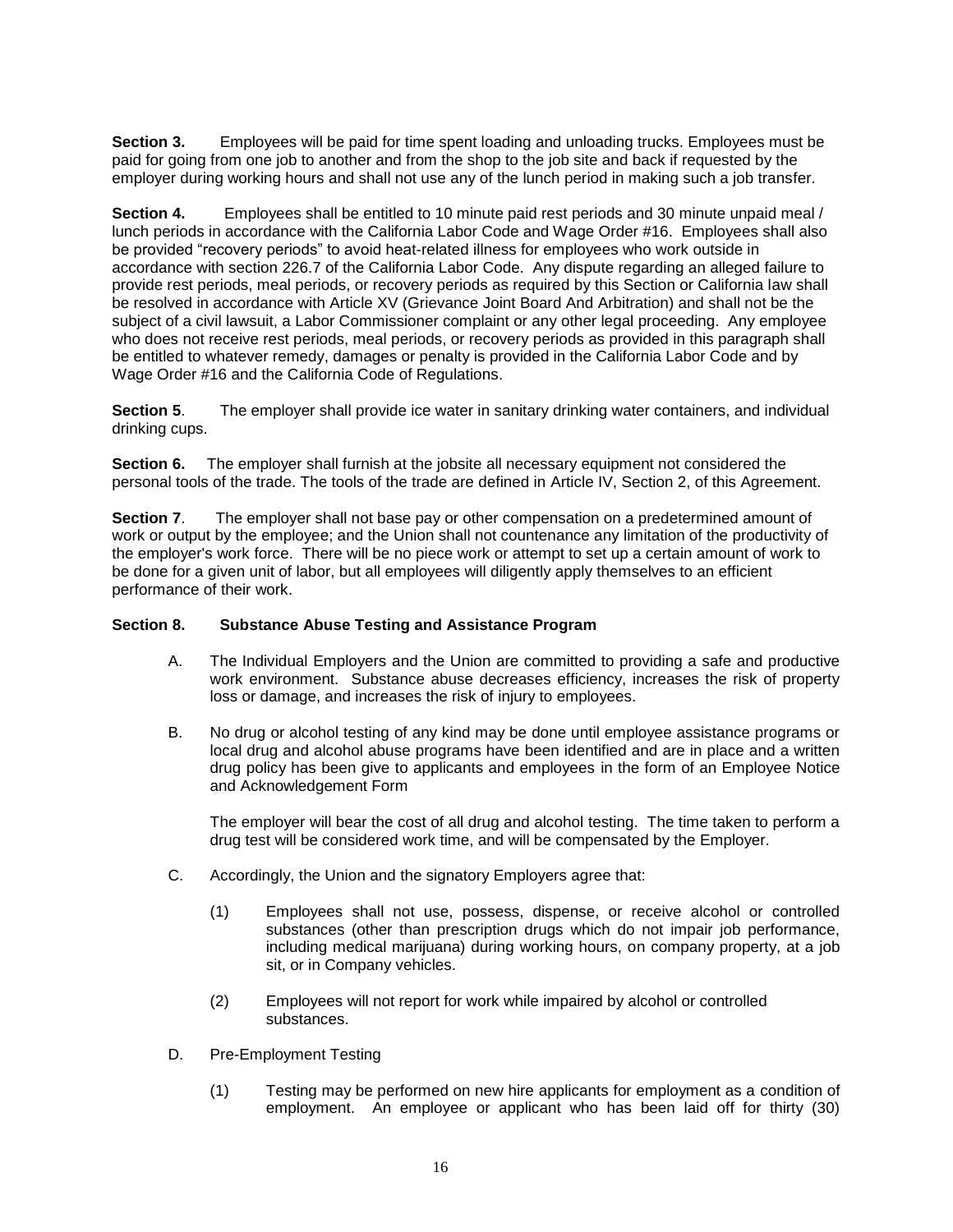**Section 3.** Employees will be paid for time spent loading and unloading trucks. Employees must be paid for going from one job to another and from the shop to the job site and back if requested by the employer during working hours and shall not use any of the lunch period in making such a job transfer.

**Section 4.** Employees shall be entitled to 10 minute paid rest periods and 30 minute unpaid meal / lunch periods in accordance with the California Labor Code and Wage Order #16. Employees shall also be provided "recovery periods" to avoid heat-related illness for employees who work outside in accordance with section 226.7 of the California Labor Code. Any dispute regarding an alleged failure to provide rest periods, meal periods, or recovery periods as required by this Section or California law shall be resolved in accordance with Article XV (Grievance Joint Board And Arbitration) and shall not be the subject of a civil lawsuit, a Labor Commissioner complaint or any other legal proceeding. Any employee who does not receive rest periods, meal periods, or recovery periods as provided in this paragraph shall be entitled to whatever remedy, damages or penalty is provided in the California Labor Code and by Wage Order #16 and the California Code of Regulations.

**Section 5**. The employer shall provide ice water in sanitary drinking water containers, and individual drinking cups.

**Section 6.** The employer shall furnish at the jobsite all necessary equipment not considered the personal tools of the trade. The tools of the trade are defined in Article IV, Section 2, of this Agreement.

**Section 7**. The employer shall not base pay or other compensation on a predetermined amount of work or output by the employee; and the Union shall not countenance any limitation of the productivity of the employer's work force. There will be no piece work or attempt to set up a certain amount of work to be done for a given unit of labor, but all employees will diligently apply themselves to an efficient performance of their work.

**Section 8. Substance Abuse Testing and Assistance Program**

A. The Individual Employers and the Union are committed to providing a safe and productive work environment. Substance abuse decreases efficiency, increases the risk of property loss or damage, and increases the risk of injury to employees.

B. No drug or alcohol testing of any kind may be done until employee assistance programs or local drug and alcohol abuse programs have been identified and are in place and a written drug policy has been give to applicants and employees in the form of an Employee Notice and Acknowledgement Form

The employer will bear the cost of all drug and alcohol testing. The time taken to perform a drug test will be considered work time, and will be compensated by the Employer.

C. Accordingly, the Union and the signatory Employers agree that:

(1) Employees shall not use, possess, dispense, or receive alcohol or controlled substances (other than prescription drugs which do not impair job performance, including medical marijuana) during working hours, on company property, at a job sit, or in Company vehicles.

(2) Employees will not report for work while impaired by alcohol or controlled substances.

D. Pre-Employment Testing

(1) Testing may be performed on new hire applicants for employment as a condition of employment. An employee or applicant who has been laid off for thirty (30)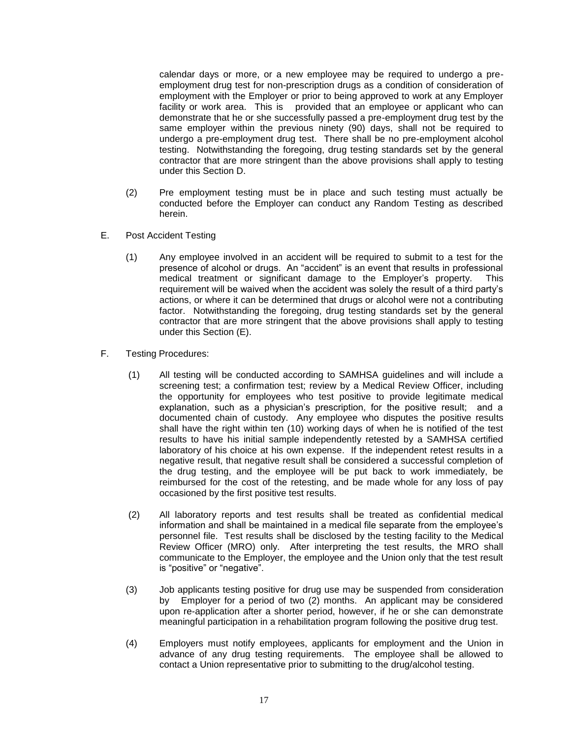calendar days or more, or a new employee may be required to undergo a pre-employment drug test for non-prescription drugs as a condition of consideration of employment with the Employer or prior to being approved to work at any Employer facility or work area. This is provided that an employee or applicant who can demonstrate that he or she successfully passed a pre-employment drug test by the same employer within the previous ninety (90) days, shall not be required to undergo a pre-employment drug test. There shall be no pre-employment alcohol testing. Notwithstanding the foregoing, drug testing standards set by the general contractor that are more stringent than the above provisions shall apply to testing under this Section D.

(2) Pre employment testing must be in place and such testing must actually be conducted before the Employer can conduct any Random Testing as described herein.

E. Post Accident Testing

(1) Any employee involved in an accident will be required to submit to a test for the presence of alcohol or drugs. An "accident" is an event that results in professional medical treatment or significant damage to the Employer's property. This requirement will be waived when the accident was solely the result of a third party's actions, or where it can be determined that drugs or alcohol were not a contributing factor. Notwithstanding the foregoing, drug testing standards set by the general contractor that are more stringent that the above provisions shall apply to testing under this Section (E).

F. Testing Procedures:

(1) All testing will be conducted according to SAMHSA guidelines and will include a screening test; a confirmation test; review by a Medical Review Officer, including the opportunity for employees who test positive to provide legitimate medical explanation, such as a physician's prescription, for the positive result; and a documented chain of custody. Any employee who disputes the positive results shall have the right within ten (10) working days of when he is notified of the test results to have his initial sample independently retested by a SAMHSA certified laboratory of his choice at his own expense. If the independent retest results in a negative result, that negative result shall be considered a successful completion of the drug testing, and the employee will be put back to work immediately, be reimbursed for the cost of the retesting, and be made whole for any loss of pay occasioned by the first positive test results.

(2) All laboratory reports and test results shall be treated as confidential medical information and shall be maintained in a medical file separate from the employee's personnel file. Test results shall be disclosed by the testing facility to the Medical Review Officer (MRO) only. After interpreting the test results, the MRO shall communicate to the Employer, the employee and the Union only that the test result is "positive" or "negative".

(3) Job applicants testing positive for drug use may be suspended from consideration by Employer for a period of two (2) months. An applicant may be considered upon re-application after a shorter period, however, if he or she can demonstrate meaningful participation in a rehabilitation program following the positive drug test.

(4) Employers must notify employees, applicants for employment and the Union in advance of any drug testing requirements. The employee shall be allowed to contact a Union representative prior to submitting to the drug/alcohol testing.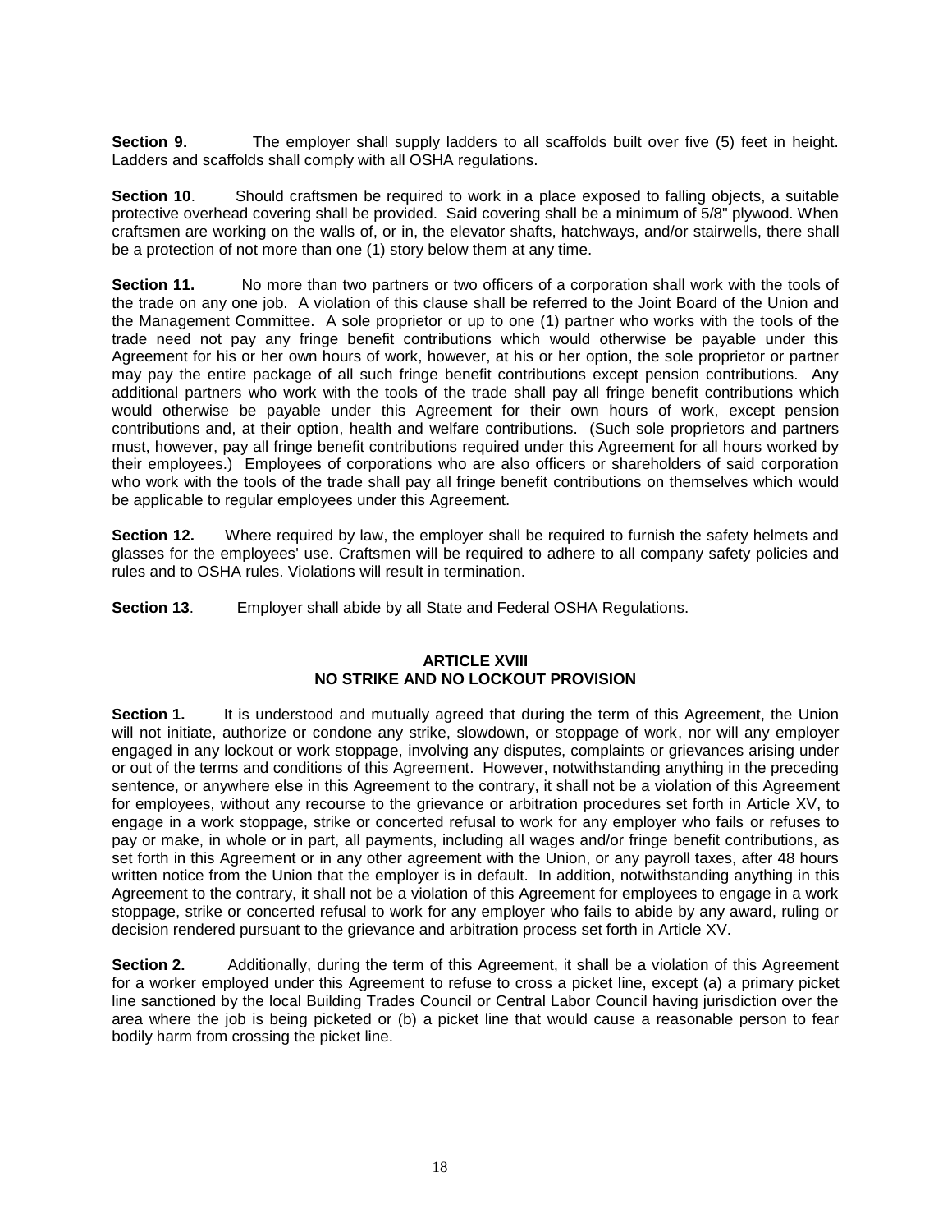**Section 9.** The employer shall supply ladders to all scaffolds built over five (5) feet in height. Ladders and scaffolds shall comply with all OSHA regulations.

**Section 10**. Should craftsmen be required to work in a place exposed to falling objects, a suitable protective overhead covering shall be provided. Said covering shall be a minimum of 5/8" plywood. When craftsmen are working on the walls of, or in, the elevator shafts, hatchways, and/or stairwells, there shall be a protection of not more than one (1) story below them at any time.

**Section 11.** No more than two partners or two officers of a corporation shall work with the tools of the trade on any one job. A violation of this clause shall be referred to the Joint Board of the Union and the Management Committee. A sole proprietor or up to one (1) partner who works with the tools of the trade need not pay any fringe benefit contributions which would otherwise be payable under this Agreement for his or her own hours of work, however, at his or her option, the sole proprietor or partner may pay the entire package of all such fringe benefit contributions except pension contributions. Any additional partners who work with the tools of the trade shall pay all fringe benefit contributions which would otherwise be payable under this Agreement for their own hours of work, except pension contributions and, at their option, health and welfare contributions. (Such sole proprietors and partners must, however, pay all fringe benefit contributions required under this Agreement for all hours worked by their employees.) Employees of corporations who are also officers or shareholders of said corporation who work with the tools of the trade shall pay all fringe benefit contributions on themselves which would be applicable to regular employees under this Agreement.

**Section 12.** Where required by law, the employer shall be required to furnish the safety helmets and glasses for the employees' use. Craftsmen will be required to adhere to all company safety policies and rules and to OSHA rules. Violations will result in termination.

**Section 13**. Employer shall abide by all State and Federal OSHA Regulations.

## ARTICLE XVIII
## NO STRIKE AND NO LOCKOUT PROVISION

**Section 1.** It is understood and mutually agreed that during the term of this Agreement, the Union will not initiate, authorize or condone any strike, slowdown, or stoppage of work, nor will any employer engaged in any lockout or work stoppage, involving any disputes, complaints or grievances arising under or out of the terms and conditions of this Agreement. However, notwithstanding anything in the preceding sentence, or anywhere else in this Agreement to the contrary, it shall not be a violation of this Agreement for employees, without any recourse to the grievance or arbitration procedures set forth in Article XV, to engage in a work stoppage, strike or concerted refusal to work for any employer who fails or refuses to pay or make, in whole or in part, all payments, including all wages and/or fringe benefit contributions, as set forth in this Agreement or in any other agreement with the Union, or any payroll taxes, after 48 hours written notice from the Union that the employer is in default. In addition, notwithstanding anything in this Agreement to the contrary, it shall not be a violation of this Agreement for employees to engage in a work stoppage, strike or concerted refusal to work for any employer who fails to abide by any award, ruling or decision rendered pursuant to the grievance and arbitration process set forth in Article XV.

**Section 2.** Additionally, during the term of this Agreement, it shall be a violation of this Agreement for a worker employed under this Agreement to refuse to cross a picket line, except (a) a primary picket line sanctioned by the local Building Trades Council or Central Labor Council having jurisdiction over the area where the job is being picketed or (b) a picket line that would cause a reasonable person to fear bodily harm from crossing the picket line.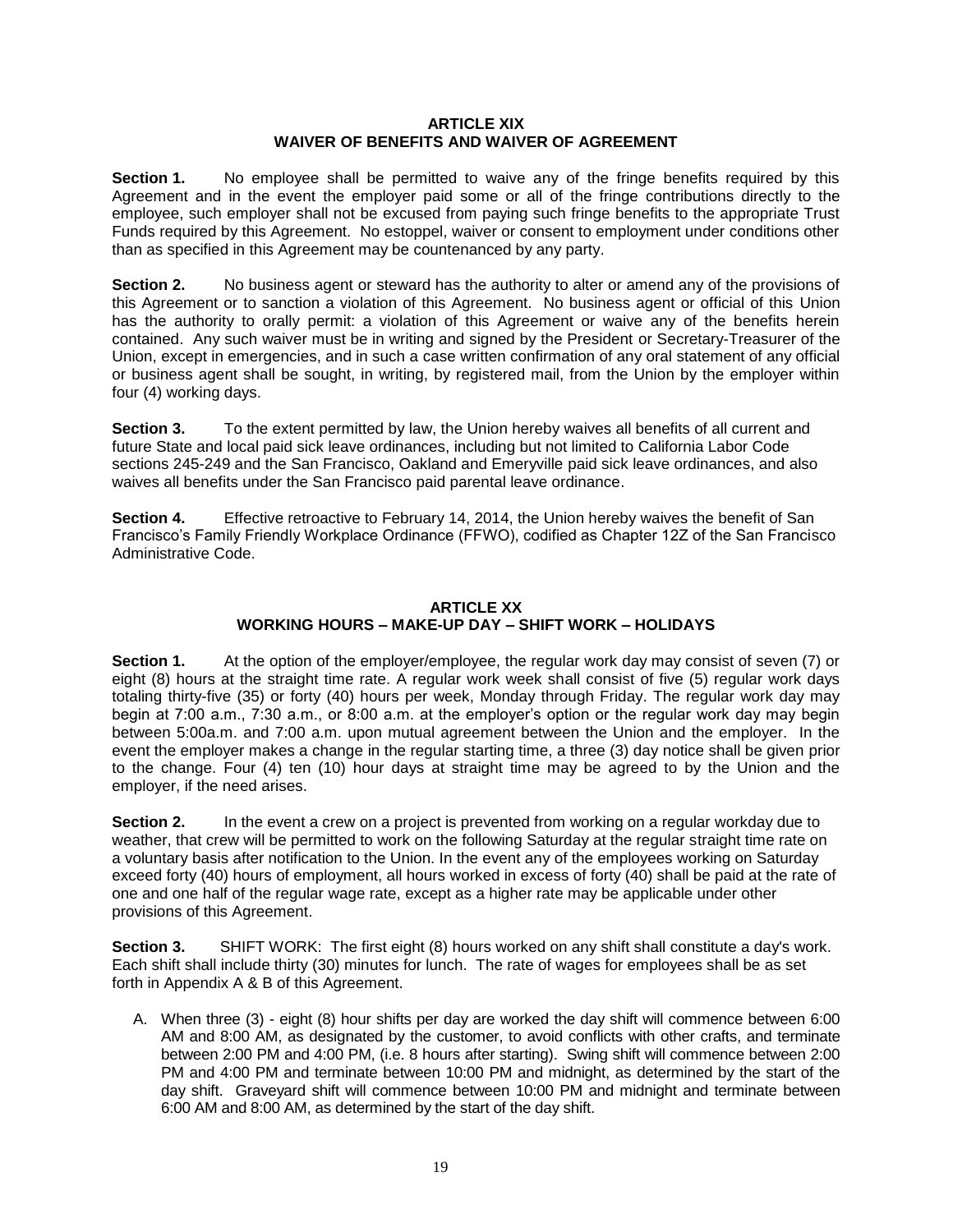## ARTICLE XIX
## WAIVER OF BENEFITS AND WAIVER OF AGREEMENT

**Section 1.** No employee shall be permitted to waive any of the fringe benefits required by this Agreement and in the event the employer paid some or all of the fringe contributions directly to the employee, such employer shall not be excused from paying such fringe benefits to the appropriate Trust Funds required by this Agreement. No estoppel, waiver or consent to employment under conditions other than as specified in this Agreement may be countenanced by any party.

**Section 2.** No business agent or steward has the authority to alter or amend any of the provisions of this Agreement or to sanction a violation of this Agreement. No business agent or official of this Union has the authority to orally permit: a violation of this Agreement or waive any of the benefits herein contained. Any such waiver must be in writing and signed by the President or Secretary-Treasurer of the Union, except in emergencies, and in such a case written confirmation of any oral statement of any official or business agent shall be sought, in writing, by registered mail, from the Union by the employer within four (4) working days.

**Section 3.** To the extent permitted by law, the Union hereby waives all benefits of all current and future State and local paid sick leave ordinances, including but not limited to California Labor Code sections 245-249 and the San Francisco, Oakland and Emeryville paid sick leave ordinances, and also waives all benefits under the San Francisco paid parental leave ordinance.

**Section 4.** Effective retroactive to February 14, 2014, the Union hereby waives the benefit of San Francisco's Family Friendly Workplace Ordinance (FFWO), codified as Chapter 12Z of the San Francisco Administrative Code.

## ARTICLE XX
## WORKING HOURS – MAKE-UP DAY – SHIFT WORK – HOLIDAYS

**Section 1.** At the option of the employer/employee, the regular work day may consist of seven (7) or eight (8) hours at the straight time rate. A regular work week shall consist of five (5) regular work days totaling thirty-five (35) or forty (40) hours per week, Monday through Friday. The regular work day may begin at 7:00 a.m., 7:30 a.m., or 8:00 a.m. at the employer's option or the regular work day may begin between 5:00a.m. and 7:00 a.m. upon mutual agreement between the Union and the employer. In the event the employer makes a change in the regular starting time, a three (3) day notice shall be given prior to the change. Four (4) ten (10) hour days at straight time may be agreed to by the Union and the employer, if the need arises.

**Section 2.** In the event a crew on a project is prevented from working on a regular workday due to weather, that crew will be permitted to work on the following Saturday at the regular straight time rate on a voluntary basis after notification to the Union. In the event any of the employees working on Saturday exceed forty (40) hours of employment, all hours worked in excess of forty (40) shall be paid at the rate of one and one half of the regular wage rate, except as a higher rate may be applicable under other provisions of this Agreement.

**Section 3.** SHIFT WORK: The first eight (8) hours worked on any shift shall constitute a day's work. Each shift shall include thirty (30) minutes for lunch. The rate of wages for employees shall be as set forth in Appendix A & B of this Agreement.

A. When three (3) - eight (8) hour shifts per day are worked the day shift will commence between 6:00 AM and 8:00 AM, as designated by the customer, to avoid conflicts with other crafts, and terminate between 2:00 PM and 4:00 PM, (i.e. 8 hours after starting). Swing shift will commence between 2:00 PM and 4:00 PM and terminate between 10:00 PM and midnight, as determined by the start of the day shift. Graveyard shift will commence between 10:00 PM and midnight and terminate between 6:00 AM and 8:00 AM, as determined by the start of the day shift.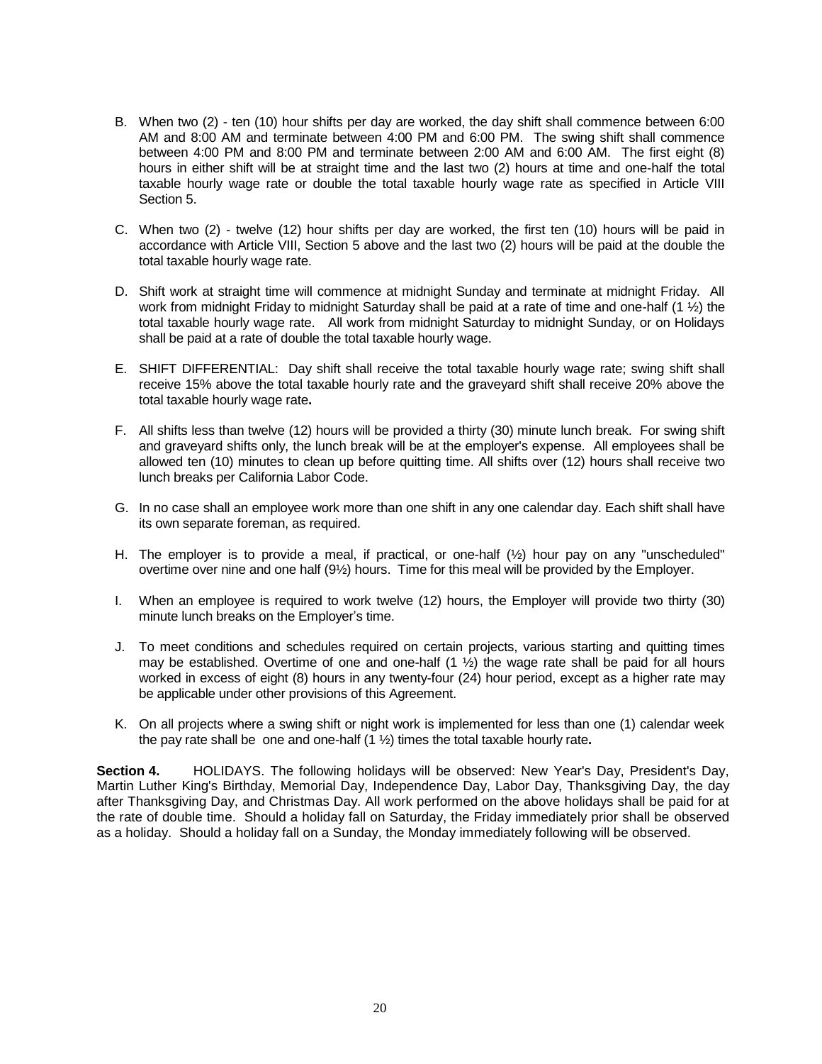B. When two (2) - ten (10) hour shifts per day are worked, the day shift shall commence between 6:00 AM and 8:00 AM and terminate between 4:00 PM and 6:00 PM. The swing shift shall commence between 4:00 PM and 8:00 PM and terminate between 2:00 AM and 6:00 AM. The first eight (8) hours in either shift will be at straight time and the last two (2) hours at time and one-half the total taxable hourly wage rate or double the total taxable hourly wage rate as specified in Article VIII Section 5.

C. When two (2) - twelve (12) hour shifts per day are worked, the first ten (10) hours will be paid in accordance with Article VIII, Section 5 above and the last two (2) hours will be paid at the double the total taxable hourly wage rate.

D. Shift work at straight time will commence at midnight Sunday and terminate at midnight Friday. All work from midnight Friday to midnight Saturday shall be paid at a rate of time and one-half (1 ½) the total taxable hourly wage rate. All work from midnight Saturday to midnight Sunday, or on Holidays shall be paid at a rate of double the total taxable hourly wage.

E. SHIFT DIFFERENTIAL: Day shift shall receive the total taxable hourly wage rate; swing shift shall receive 15% above the total taxable hourly rate and the graveyard shift shall receive 20% above the total taxable hourly wage rate**.**

F. All shifts less than twelve (12) hours will be provided a thirty (30) minute lunch break. For swing shift and graveyard shifts only, the lunch break will be at the employer's expense. All employees shall be allowed ten (10) minutes to clean up before quitting time. All shifts over (12) hours shall receive two lunch breaks per California Labor Code.

G. In no case shall an employee work more than one shift in any one calendar day. Each shift shall have its own separate foreman, as required.

H. The employer is to provide a meal, if practical, or one-half (½) hour pay on any "unscheduled" overtime over nine and one half (9½) hours. Time for this meal will be provided by the Employer.

I. When an employee is required to work twelve (12) hours, the Employer will provide two thirty (30) minute lunch breaks on the Employer's time.

J. To meet conditions and schedules required on certain projects, various starting and quitting times may be established. Overtime of one and one-half (1 ½) the wage rate shall be paid for all hours worked in excess of eight (8) hours in any twenty-four (24) hour period, except as a higher rate may be applicable under other provisions of this Agreement.

K. On all projects where a swing shift or night work is implemented for less than one (1) calendar week the pay rate shall be one and one-half (1 ½) times the total taxable hourly rate**.**

**Section 4.** HOLIDAYS. The following holidays will be observed: New Year's Day, President's Day, Martin Luther King's Birthday, Memorial Day, Independence Day, Labor Day, Thanksgiving Day, the day after Thanksgiving Day, and Christmas Day. All work performed on the above holidays shall be paid for at the rate of double time. Should a holiday fall on Saturday, the Friday immediately prior shall be observed as a holiday. Should a holiday fall on a Sunday, the Monday immediately following will be observed.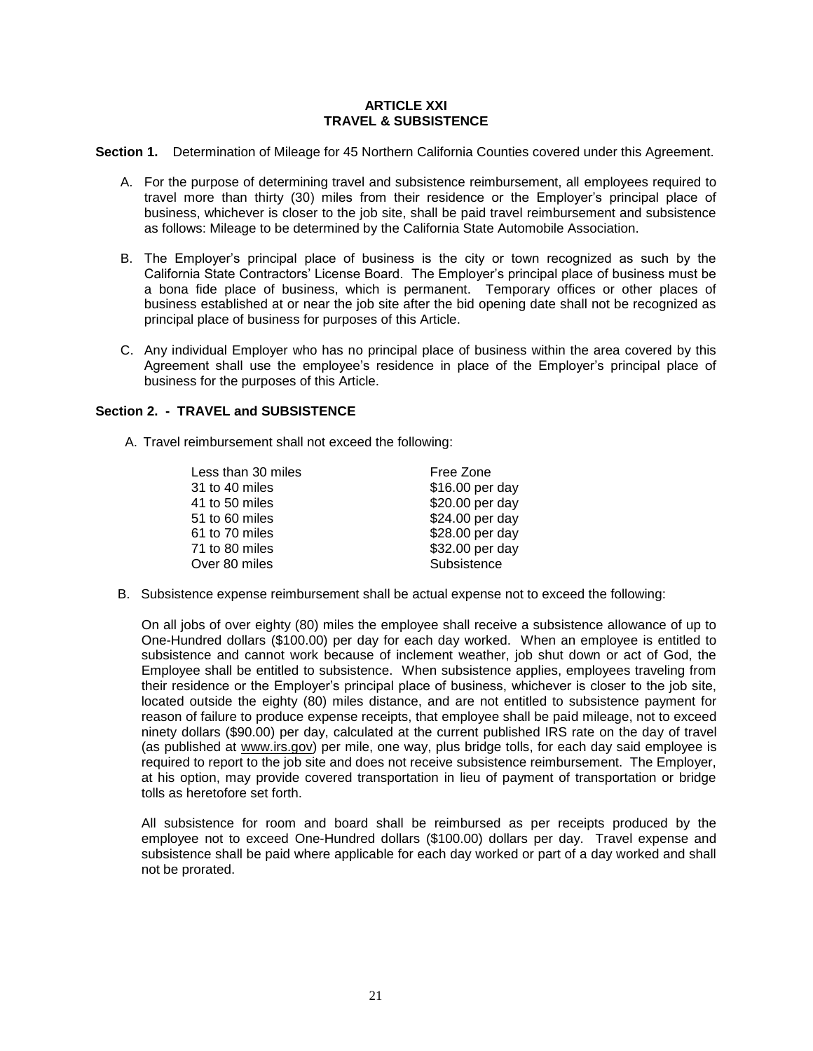# ARTICLE XXI
# TRAVEL & SUBSISTENCE

**Section 1.** Determination of Mileage for 45 Northern California Counties covered under this Agreement.

A. For the purpose of determining travel and subsistence reimbursement, all employees required to travel more than thirty (30) miles from their residence or the Employer's principal place of business, whichever is closer to the job site, shall be paid travel reimbursement and subsistence as follows: Mileage to be determined by the California State Automobile Association.

B. The Employer's principal place of business is the city or town recognized as such by the California State Contractors' License Board. The Employer's principal place of business must be a bona fide place of business, which is permanent. Temporary offices or other places of business established at or near the job site after the bid opening date shall not be recognized as principal place of business for purposes of this Article.

C. Any individual Employer who has no principal place of business within the area covered by this Agreement shall use the employee's residence in place of the Employer's principal place of business for the purposes of this Article.

**Section 2. - TRAVEL and SUBSISTENCE**

A. Travel reimbursement shall not exceed the following:

| | |
|---|---|
| Less than 30 miles | Free Zone |
| 31 to 40 miles | $16.00 per day |
| 41 to 50 miles | $20.00 per day |
| 51 to 60 miles | $24.00 per day |
| 61 to 70 miles | $28.00 per day |
| 71 to 80 miles | $32.00 per day |
| Over 80 miles | Subsistence |

B. Subsistence expense reimbursement shall be actual expense not to exceed the following:

On all jobs of over eighty (80) miles the employee shall receive a subsistence allowance of up to One-Hundred dollars ($100.00) per day for each day worked. When an employee is entitled to subsistence and cannot work because of inclement weather, job shut down or act of God, the Employee shall be entitled to subsistence. When subsistence applies, employees traveling from their residence or the Employer's principal place of business, whichever is closer to the job site, located outside the eighty (80) miles distance, and are not entitled to subsistence payment for reason of failure to produce expense receipts, that employee shall be paid mileage, not to exceed ninety dollars ($90.00) per day, calculated at the current published IRS rate on the day of travel (as published at www.irs.gov) per mile, one way, plus bridge tolls, for each day said employee is required to report to the job site and does not receive subsistence reimbursement. The Employer, at his option, may provide covered transportation in lieu of payment of transportation or bridge tolls as heretofore set forth.

All subsistence for room and board shall be reimbursed as per receipts produced by the employee not to exceed One-Hundred dollars ($100.00) dollars per day. Travel expense and subsistence shall be paid where applicable for each day worked or part of a day worked and shall not be prorated.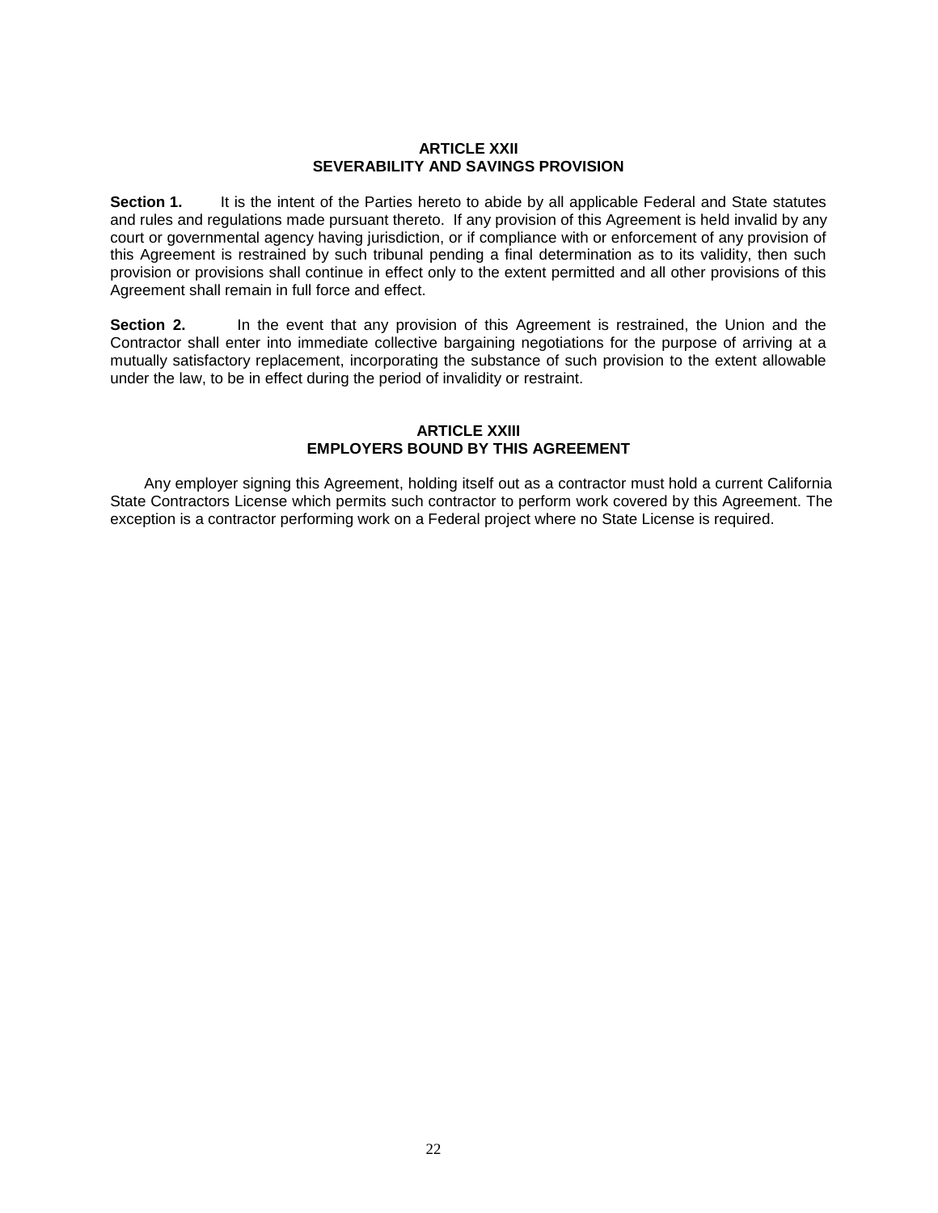## ARTICLE XXII
## SEVERABILITY AND SAVINGS PROVISION

**Section 1.** It is the intent of the Parties hereto to abide by all applicable Federal and State statutes and rules and regulations made pursuant thereto. If any provision of this Agreement is held invalid by any court or governmental agency having jurisdiction, or if compliance with or enforcement of any provision of this Agreement is restrained by such tribunal pending a final determination as to its validity, then such provision or provisions shall continue in effect only to the extent permitted and all other provisions of this Agreement shall remain in full force and effect.

**Section 2.** In the event that any provision of this Agreement is restrained, the Union and the Contractor shall enter into immediate collective bargaining negotiations for the purpose of arriving at a mutually satisfactory replacement, incorporating the substance of such provision to the extent allowable under the law, to be in effect during the period of invalidity or restraint.

## ARTICLE XXIII
## EMPLOYERS BOUND BY THIS AGREEMENT

Any employer signing this Agreement, holding itself out as a contractor must hold a current California State Contractors License which permits such contractor to perform work covered by this Agreement. The exception is a contractor performing work on a Federal project where no State License is required.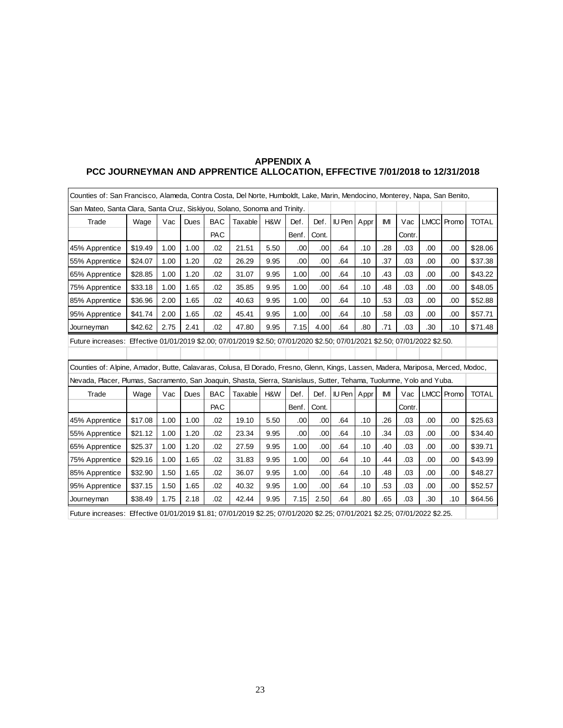## APPENDIX A
## PCC JOURNEYMAN AND APPRENTICE ALLOCATION, EFFECTIVE 7/01/2018 to 12/31/2018

Counties of: San Francisco, Alameda, Contra Costa, Del Norte, Humboldt, Lake, Marin, Mendocino, Monterey, Napa, San Benito, San Mateo, Santa Clara, Santa Cruz, Siskiyou, Solano, Sonoma and Trinity.

| Trade | Wage | Vac | Dues | BAC PAC | Taxable | H&W | Def. Benf. | Def. Cont. | IU Pen | Appr | IMI | Vac Contr. | LMCC | Promo | TOTAL |
|---|---|---|---|---|---|---|---|---|---|---|---|---|---|---|---|
| 45% Apprentice | $19.49 | 1.00 | 1.00 | .02 | 21.51 | 5.50 | .00 | .00 | .64 | .10 | .28 | .03 | .00 | .00 | $28.06 |
| 55% Apprentice | $24.07 | 1.00 | 1.20 | .02 | 26.29 | 9.95 | .00 | .00 | .64 | .10 | .37 | .03 | .00 | .00 | $37.38 |
| 65% Apprentice | $28.85 | 1.00 | 1.20 | .02 | 31.07 | 9.95 | 1.00 | .00 | .64 | .10 | .43 | .03 | .00 | .00 | $43.22 |
| 75% Apprentice | $33.18 | 1.00 | 1.65 | .02 | 35.85 | 9.95 | 1.00 | .00 | .64 | .10 | .48 | .03 | .00 | .00 | $48.05 |
| 85% Apprentice | $36.96 | 2.00 | 1.65 | .02 | 40.63 | 9.95 | 1.00 | .00 | .64 | .10 | .53 | .03 | .00 | .00 | $52.88 |
| 95% Apprentice | $41.74 | 2.00 | 1.65 | .02 | 45.41 | 9.95 | 1.00 | .00 | .64 | .10 | .58 | .03 | .00 | .00 | $57.71 |
| Journeyman | $42.62 | 2.75 | 2.41 | .02 | 47.80 | 9.95 | 7.15 | 4.00 | .64 | .80 | .71 | .03 | .30 | .10 | $71.48 |

Future increases: Effective 01/01/2019 $2.00; 07/01/2019 $2.50; 07/01/2020 $2.50; 07/01/2021 $2.50; 07/01/2022 $2.50.

Counties of: Alpine, Amador, Butte, Calavaras, Colusa, El Dorado, Fresno, Glenn, Kings, Lassen, Madera, Mariposa, Merced, Modoc, Nevada, Placer, Plumas, Sacramento, San Joaquin, Shasta, Sierra, Stanislaus, Sutter, Tehama, Tuolumne, Yolo and Yuba.

| Trade | Wage | Vac | Dues | BAC PAC | Taxable | H&W | Def. Benf. | Def. Cont. | IU Pen | Appr | IMI | Vac Contr. | LMCC | Promo | TOTAL |
|---|---|---|---|---|---|---|---|---|---|---|---|---|---|---|---|
| 45% Apprentice | $17.08 | 1.00 | 1.00 | .02 | 19.10 | 5.50 | .00 | .00 | .64 | .10 | .26 | .03 | .00 | .00 | $25.63 |
| 55% Apprentice | $21.12 | 1.00 | 1.20 | .02 | 23.34 | 9.95 | .00 | .00 | .64 | .10 | .34 | .03 | .00 | .00 | $34.40 |
| 65% Apprentice | $25.37 | 1.00 | 1.20 | .02 | 27.59 | 9.95 | 1.00 | .00 | .64 | .10 | .40 | .03 | .00 | .00 | $39.71 |
| 75% Apprentice | $29.16 | 1.00 | 1.65 | .02 | 31.83 | 9.95 | 1.00 | .00 | .64 | .10 | .44 | .03 | .00 | .00 | $43.99 |
| 85% Apprentice | $32.90 | 1.50 | 1.65 | .02 | 36.07 | 9.95 | 1.00 | .00 | .64 | .10 | .48 | .03 | .00 | .00 | $48.27 |
| 95% Apprentice | $37.15 | 1.50 | 1.65 | .02 | 40.32 | 9.95 | 1.00 | .00 | .64 | .10 | .53 | .03 | .00 | .00 | $52.57 |
| Journeyman | $38.49 | 1.75 | 2.18 | .02 | 42.44 | 9.95 | 7.15 | 2.50 | .64 | .80 | .65 | .03 | .30 | .10 | $64.56 |

Future increases: Effective 01/01/2019 $1.81; 07/01/2019 $2.25; 07/01/2020 $2.25; 07/01/2021 $2.25; 07/01/2022 $2.25.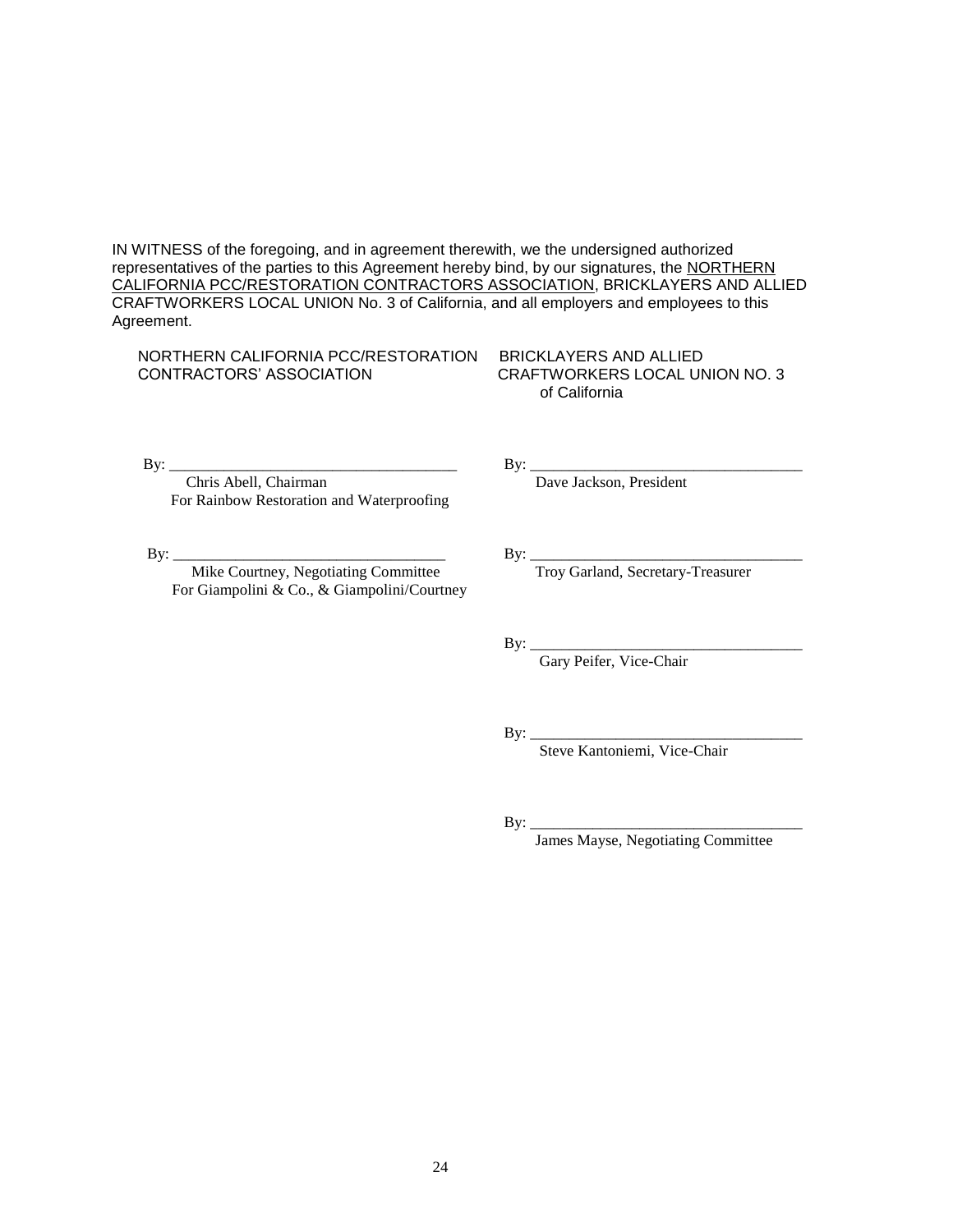IN WITNESS of the foregoing, and in agreement therewith, we the undersigned authorized representatives of the parties to this Agreement hereby bind, by our signatures, the NORTHERN CALIFORNIA PCC/RESTORATION CONTRACTORS ASSOCIATION, BRICKLAYERS AND ALLIED CRAFTWORKERS LOCAL UNION No. 3 of California, and all employers and employees to this Agreement.

NORTHERN CALIFORNIA PCC/RESTORATION CONTRACTORS' ASSOCIATION

By: ______________________________
Chris Abell, Chairman
For Rainbow Restoration and Waterproofing

By: ______________________________
Mike Courtney, Negotiating Committee
For Giampolini & Co., & Giampolini/Courtney

BRICKLAYERS AND ALLIED CRAFTWORKERS LOCAL UNION NO. 3 of California

By: ______________________________
Dave Jackson, President

By: ______________________________
Troy Garland, Secretary-Treasurer

By: ______________________________
Gary Peifer, Vice-Chair

By: ______________________________
Steve Kantoniemi, Vice-Chair

By: ______________________________
James Mayse, Negotiating Committee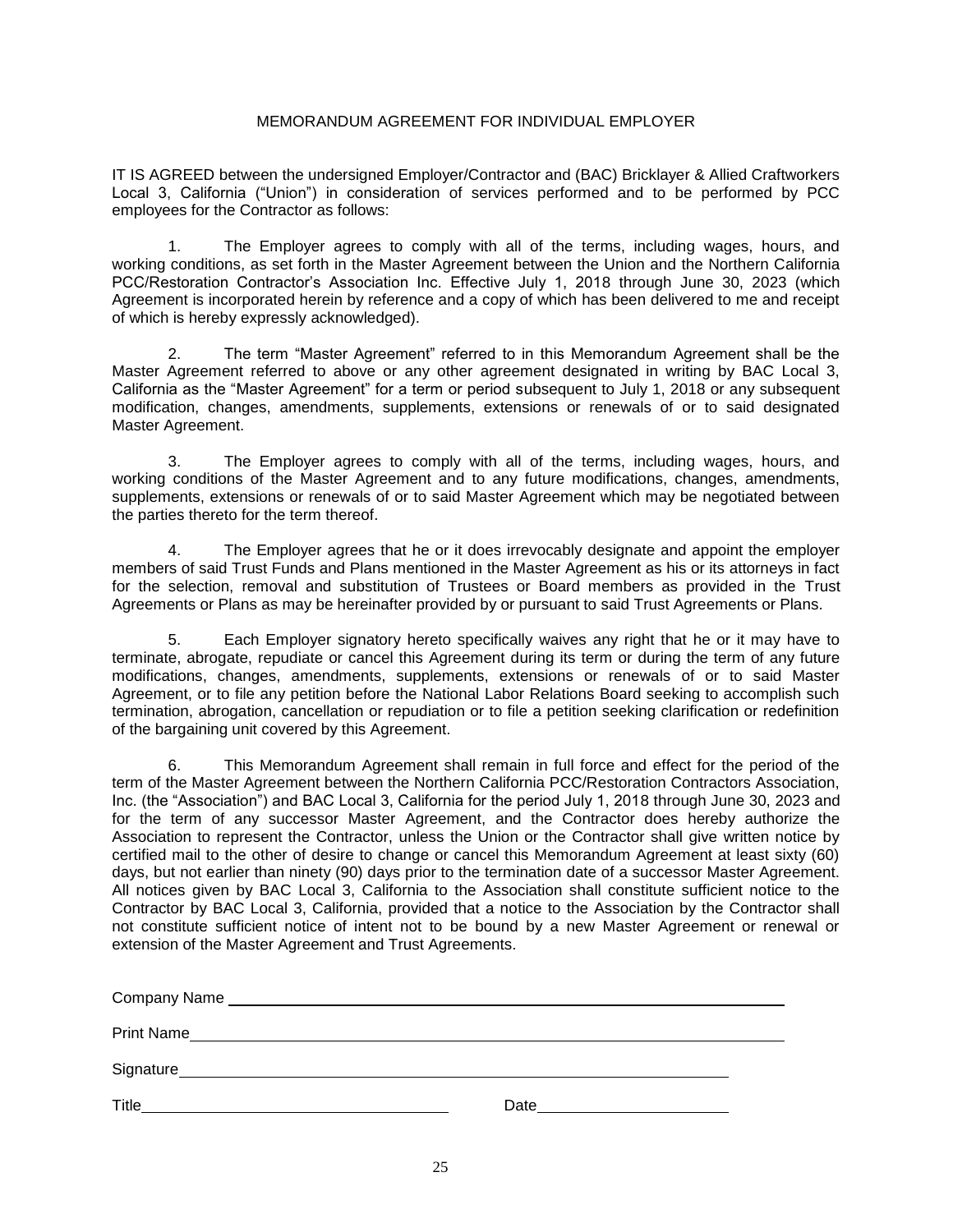# MEMORANDUM AGREEMENT FOR INDIVIDUAL EMPLOYER

IT IS AGREED between the undersigned Employer/Contractor and (BAC) Bricklayer & Allied Craftworkers Local 3, California ("Union") in consideration of services performed and to be performed by PCC employees for the Contractor as follows:

1. The Employer agrees to comply with all of the terms, including wages, hours, and working conditions, as set forth in the Master Agreement between the Union and the Northern California PCC/Restoration Contractor's Association Inc. Effective July 1, 2018 through June 30, 2023 (which Agreement is incorporated herein by reference and a copy of which has been delivered to me and receipt of which is hereby expressly acknowledged).

2. The term "Master Agreement" referred to in this Memorandum Agreement shall be the Master Agreement referred to above or any other agreement designated in writing by BAC Local 3, California as the "Master Agreement" for a term or period subsequent to July 1, 2018 or any subsequent modification, changes, amendments, supplements, extensions or renewals of or to said designated Master Agreement.

3. The Employer agrees to comply with all of the terms, including wages, hours, and working conditions of the Master Agreement and to any future modifications, changes, amendments, supplements, extensions or renewals of or to said Master Agreement which may be negotiated between the parties thereto for the term thereof.

4. The Employer agrees that he or it does irrevocably designate and appoint the employer members of said Trust Funds and Plans mentioned in the Master Agreement as his or its attorneys in fact for the selection, removal and substitution of Trustees or Board members as provided in the Trust Agreements or Plans as may be hereinafter provided by or pursuant to said Trust Agreements or Plans.

5. Each Employer signatory hereto specifically waives any right that he or it may have to terminate, abrogate, repudiate or cancel this Agreement during its term or during the term of any future modifications, changes, amendments, supplements, extensions or renewals of or to said Master Agreement, or to file any petition before the National Labor Relations Board seeking to accomplish such termination, abrogation, cancellation or repudiation or to file a petition seeking clarification or redefinition of the bargaining unit covered by this Agreement.

6. This Memorandum Agreement shall remain in full force and effect for the period of the term of the Master Agreement between the Northern California PCC/Restoration Contractors Association, Inc. (the "Association") and BAC Local 3, California for the period July 1, 2018 through June 30, 2023 and for the term of any successor Master Agreement, and the Contractor does hereby authorize the Association to represent the Contractor, unless the Union or the Contractor shall give written notice by certified mail to the other of desire to change or cancel this Memorandum Agreement at least sixty (60) days, but not earlier than ninety (90) days prior to the termination date of a successor Master Agreement. All notices given by BAC Local 3, California to the Association shall constitute sufficient notice to the Contractor by BAC Local 3, California, provided that a notice to the Association by the Contractor shall not constitute sufficient notice of intent not to be bound by a new Master Agreement or renewal or extension of the Master Agreement and Trust Agreements.

Company Name ______________________________________________

Print Name ______________________________________________

Signature ______________________________________________

Title ______________________ Date ______________________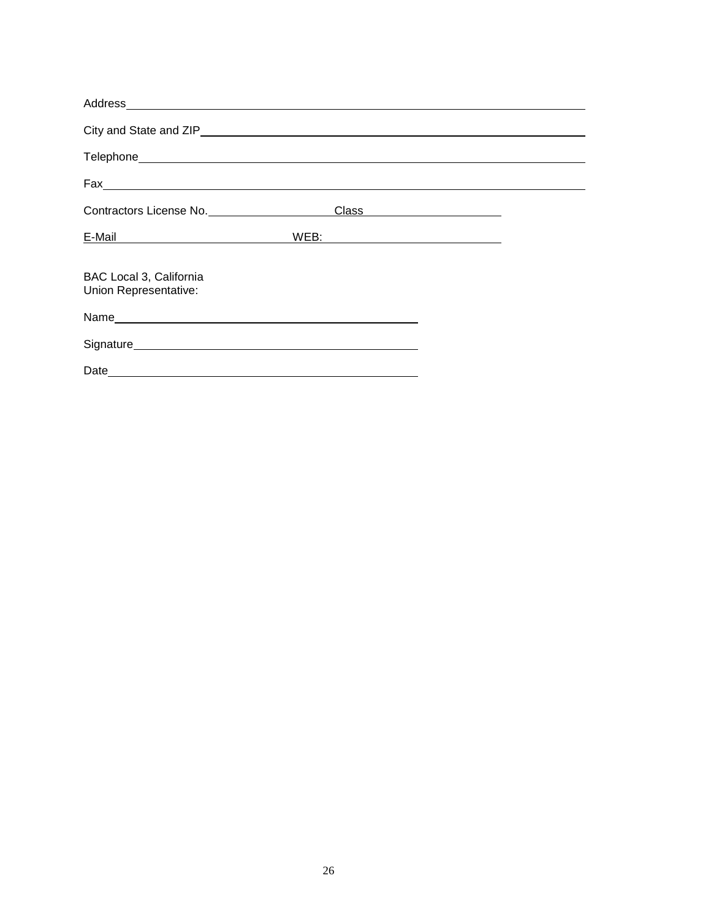Address\_\_\_\_\_\_\_\_\_\_\_\_\_\_\_\_\_\_\_\_\_\_\_\_\_\_\_\_\_\_\_\_\_\_\_\_\_\_\_\_\_\_\_\_\_\_\_\_\_\_\_\_\_\_\_\_\_\_\_\_

City and State and ZIP\_\_\_\_\_\_\_\_\_\_\_\_\_\_\_\_\_\_\_\_\_\_\_\_\_\_\_\_\_\_\_\_\_\_\_\_\_\_\_\_\_\_\_\_\_\_\_\_

Telephone\_\_\_\_\_\_\_\_\_\_\_\_\_\_\_\_\_\_\_\_\_\_\_\_\_\_\_\_\_\_\_\_\_\_\_\_\_\_\_\_\_\_\_\_\_\_\_\_\_\_\_\_\_\_\_\_\_\_

Fax\_\_\_\_\_\_\_\_\_\_\_\_\_\_\_\_\_\_\_\_\_\_\_\_\_\_\_\_\_\_\_\_\_\_\_\_\_\_\_\_\_\_\_\_\_\_\_\_\_\_\_\_\_\_\_\_\_\_\_\_\_\_\_\_

Contractors License No.\_\_\_\_\_\_\_\_\_\_\_\_\_\_\_\_\_\_ Class\_\_\_\_\_\_\_\_\_\_\_\_\_\_\_\_\_\_\_\_

E-Mail\_\_\_\_\_\_\_\_\_\_\_\_\_\_\_\_\_\_\_\_\_\_\_\_ WEB:\_\_\_\_\_\_\_\_\_\_\_\_\_\_\_\_\_\_\_\_\_\_\_\_\_\_\_\_

BAC Local 3, California
Union Representative:

Name\_\_\_\_\_\_\_\_\_\_\_\_\_\_\_\_\_\_\_\_\_\_\_\_\_\_\_\_\_\_\_\_\_\_\_\_\_\_\_\_\_\_\_\_\_\_

Signature\_\_\_\_\_\_\_\_\_\_\_\_\_\_\_\_\_\_\_\_\_\_\_\_\_\_\_\_\_\_\_\_\_\_\_\_\_\_\_\_\_\_\_

Date\_\_\_\_\_\_\_\_\_\_\_\_\_\_\_\_\_\_\_\_\_\_\_\_\_\_\_\_\_\_\_\_\_\_\_\_\_\_\_\_\_\_\_\_\_\_\_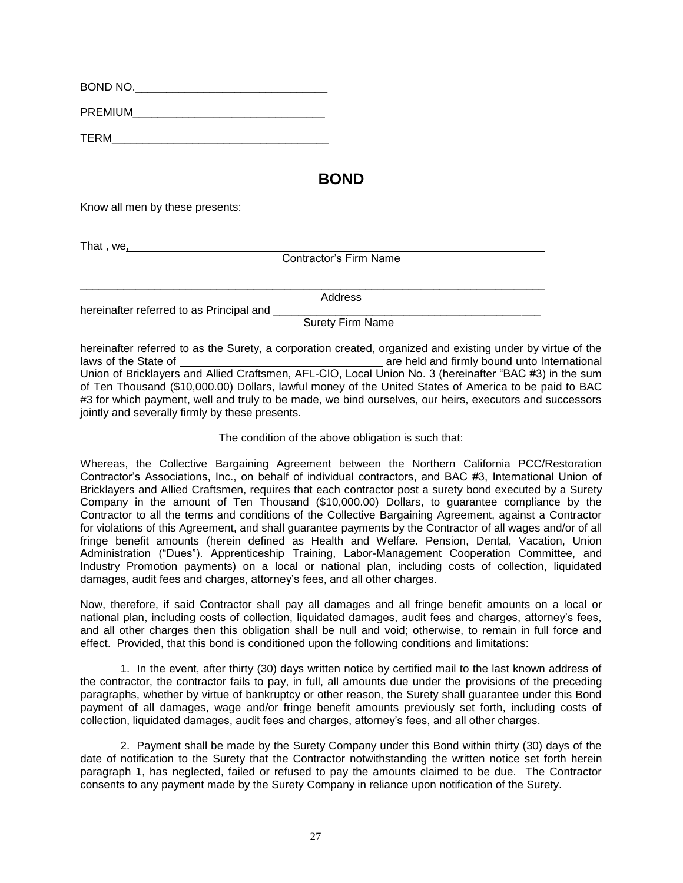BOND NO.______________________________

PREMIUM______________________________

TERM_________________________________

# BOND

Know all men by these presents:

That , we,_______________________________________________________________________
Contractor's Firm Name

_________________________________________________________________________________
Address

hereinafter referred to as Principal and ___________________________________________
Surety Firm Name

hereinafter referred to as the Surety, a corporation created, organized and existing under by virtue of the laws of the State of ________________________________ are held and firmly bound unto International Union of Bricklayers and Allied Craftsmen, AFL-CIO, Local Union No. 3 (hereinafter "BAC #3) in the sum of Ten Thousand ($10,000.00) Dollars, lawful money of the United States of America to be paid to BAC #3 for which payment, well and truly to be made, we bind ourselves, our heirs, executors and successors jointly and severally firmly by these presents.

The condition of the above obligation is such that:

Whereas, the Collective Bargaining Agreement between the Northern California PCC/Restoration Contractor's Associations, Inc., on behalf of individual contractors, and BAC #3, International Union of Bricklayers and Allied Craftsmen, requires that each contractor post a surety bond executed by a Surety Company in the amount of Ten Thousand ($10,000.00) Dollars, to guarantee compliance by the Contractor to all the terms and conditions of the Collective Bargaining Agreement, against a Contractor for violations of this Agreement, and shall guarantee payments by the Contractor of all wages and/or of all fringe benefit amounts (herein defined as Health and Welfare. Pension, Dental, Vacation, Union Administration ("Dues"). Apprenticeship Training, Labor-Management Cooperation Committee, and Industry Promotion payments) on a local or national plan, including costs of collection, liquidated damages, audit fees and charges, attorney's fees, and all other charges.

Now, therefore, if said Contractor shall pay all damages and all fringe benefit amounts on a local or national plan, including costs of collection, liquidated damages, audit fees and charges, attorney's fees, and all other charges then this obligation shall be null and void; otherwise, to remain in full force and effect. Provided, that this bond is conditioned upon the following conditions and limitations:

1. In the event, after thirty (30) days written notice by certified mail to the last known address of the contractor, the contractor fails to pay, in full, all amounts due under the provisions of the preceding paragraphs, whether by virtue of bankruptcy or other reason, the Surety shall guarantee under this Bond payment of all damages, wage and/or fringe benefit amounts previously set forth, including costs of collection, liquidated damages, audit fees and charges, attorney's fees, and all other charges.

2. Payment shall be made by the Surety Company under this Bond within thirty (30) days of the date of notification to the Surety that the Contractor notwithstanding the written notice set forth herein paragraph 1, has neglected, failed or refused to pay the amounts claimed to be due. The Contractor consents to any payment made by the Surety Company in reliance upon notification of the Surety.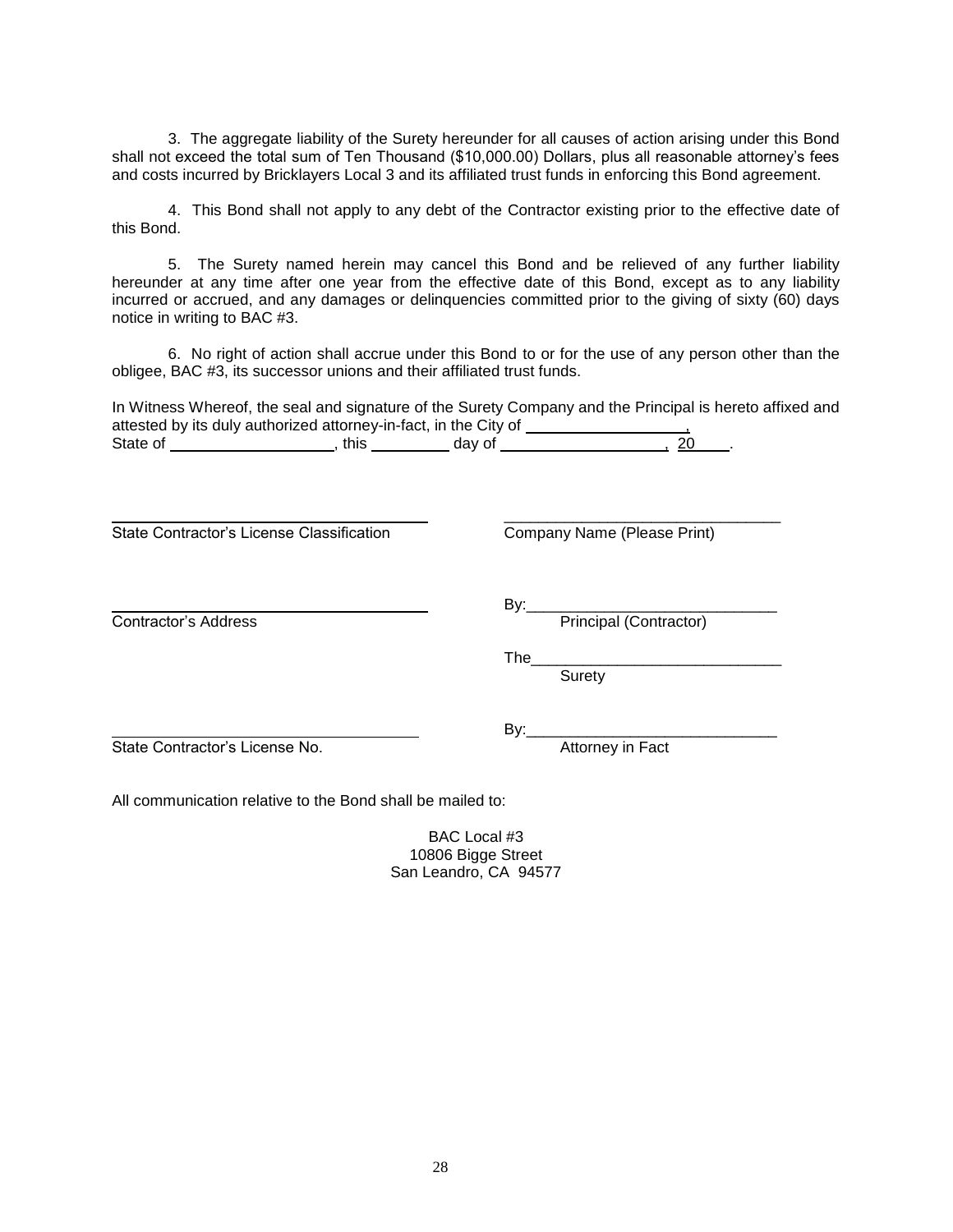3. The aggregate liability of the Surety hereunder for all causes of action arising under this Bond shall not exceed the total sum of Ten Thousand ($10,000.00) Dollars, plus all reasonable attorney's fees and costs incurred by Bricklayers Local 3 and its affiliated trust funds in enforcing this Bond agreement.

4. This Bond shall not apply to any debt of the Contractor existing prior to the effective date of this Bond.

5. The Surety named herein may cancel this Bond and be relieved of any further liability hereunder at any time after one year from the effective date of this Bond, except as to any liability incurred or accrued, and any damages or delinquencies committed prior to the giving of sixty (60) days notice in writing to BAC #3.

6. No right of action shall accrue under this Bond to or for the use of any person other than the obligee, BAC #3, its successor unions and their affiliated trust funds.

In Witness Whereof, the seal and signature of the Surety Company and the Principal is hereto affixed and attested by its duly authorized attorney-in-fact, in the City of ____________________, State of ____________________, this __________ day of ____________________, 20____.

| | |
|---|---|
| ______________________________ | ______________________________ |
| State Contractor's License Classification | Company Name (Please Print) |
| ______________________________ | By:______________________________ |
| Contractor's Address | Principal (Contractor) |
| | The______________________________ |
| | Surety |
| ______________________________ | By:______________________________ |
| State Contractor's License No. | Attorney in Fact |

All communication relative to the Bond shall be mailed to:

BAC Local #3
10806 Bigge Street
San Leandro, CA 94577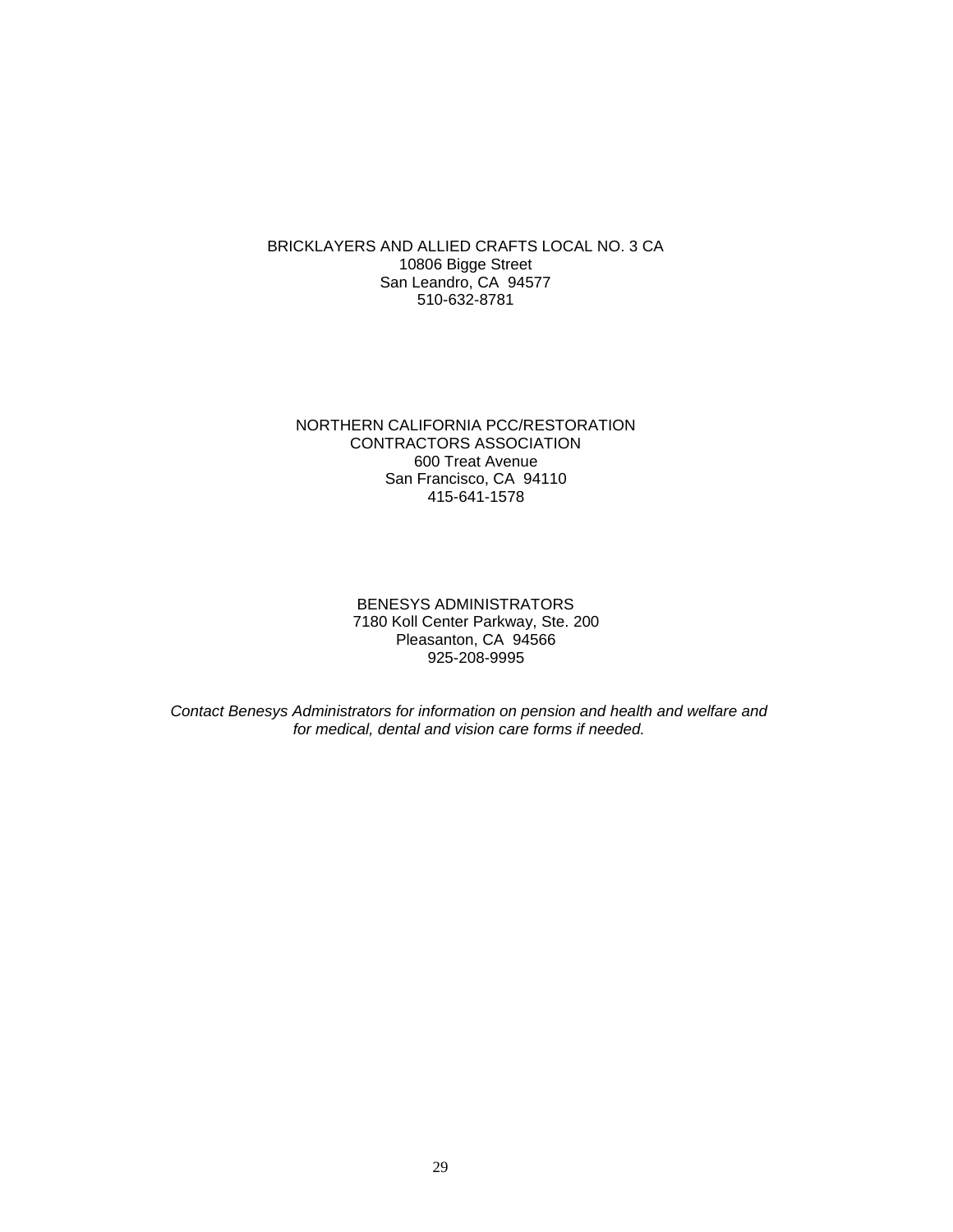BRICKLAYERS AND ALLIED CRAFTS LOCAL NO. 3 CA
10806 Bigge Street
San Leandro, CA 94577
510-632-8781

NORTHERN CALIFORNIA PCC/RESTORATION
CONTRACTORS ASSOCIATION
600 Treat Avenue
San Francisco, CA 94110
415-641-1578

BENESYS ADMINISTRATORS
7180 Koll Center Parkway, Ste. 200
Pleasanton, CA 94566
925-208-9995

*Contact Benesys Administrators for information on pension and health and welfare and for medical, dental and vision care forms if needed.*